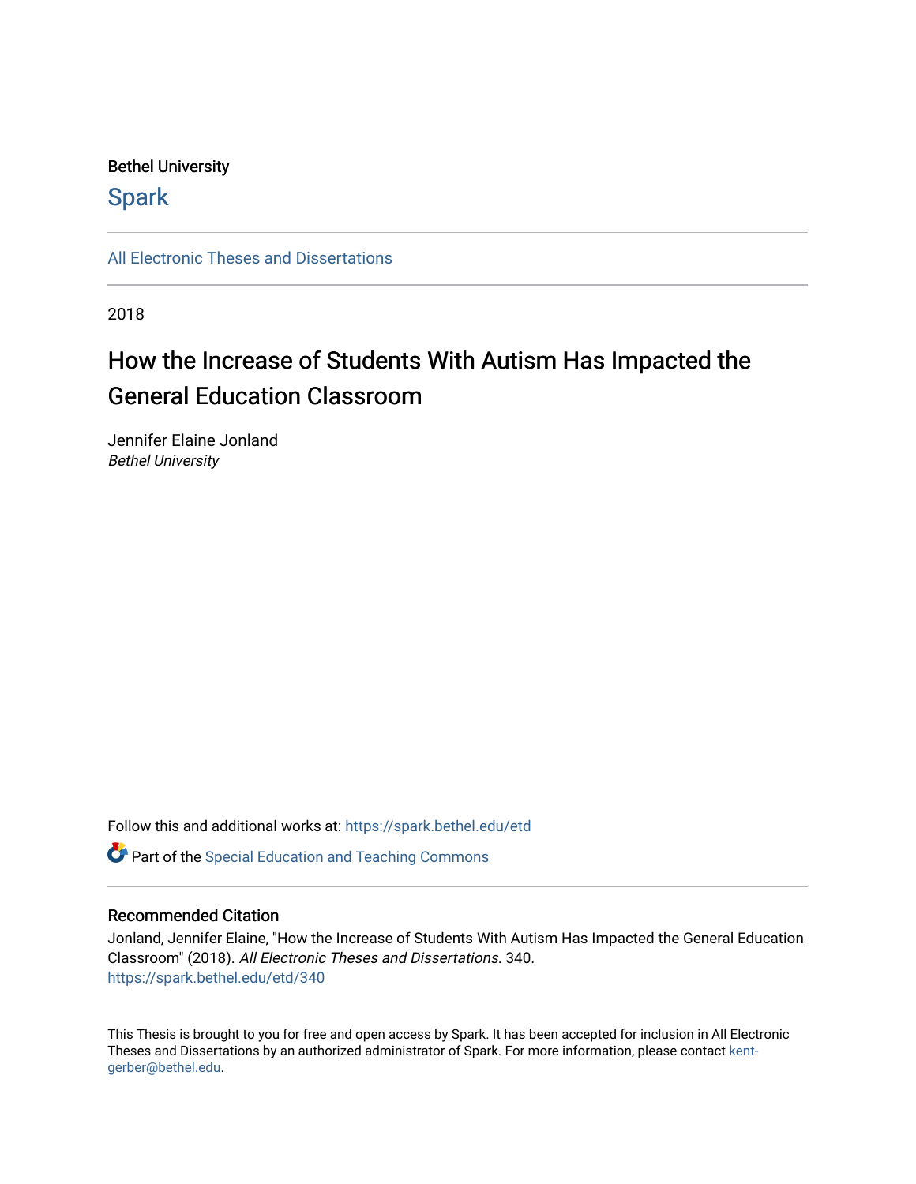Bethel University

## Spark

All Electronic Theses and Dissertations

2018

# How the Increase of Students With Autism Has Impacted the General Education Classroom

Jennifer Elaine Jonland
*Bethel University*

Follow this and additional works at: https://spark.bethel.edu/etd

Part of the Special Education and Teaching Commons

### Recommended Citation

Jonland, Jennifer Elaine, "How the Increase of Students With Autism Has Impacted the General Education Classroom" (2018). *All Electronic Theses and Dissertations*. 340.
https://spark.bethel.edu/etd/340

This Thesis is brought to you for free and open access by Spark. It has been accepted for inclusion in All Electronic Theses and Dissertations by an authorized administrator of Spark. For more information, please contact kent-gerber@bethel.edu.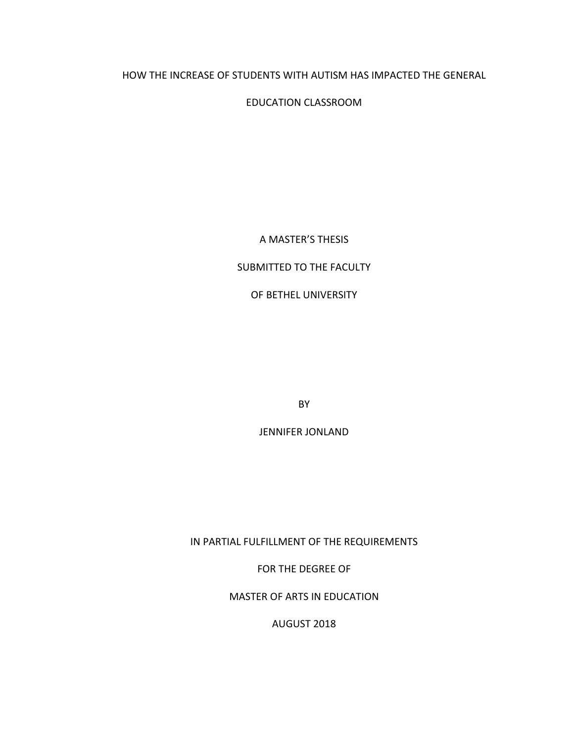# HOW THE INCREASE OF STUDENTS WITH AUTISM HAS IMPACTED THE GENERAL EDUCATION CLASSROOM

A MASTER'S THESIS

SUBMITTED TO THE FACULTY

OF BETHEL UNIVERSITY

BY

JENNIFER JONLAND

IN PARTIAL FULFILLMENT OF THE REQUIREMENTS

FOR THE DEGREE OF

MASTER OF ARTS IN EDUCATION

AUGUST 2018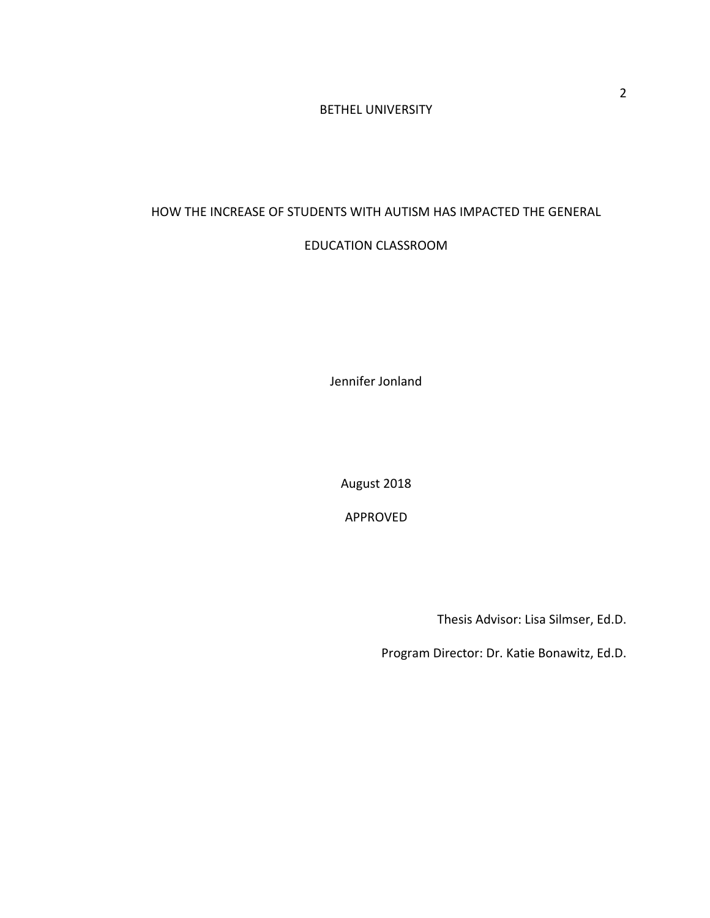BETHEL UNIVERSITY

HOW THE INCREASE OF STUDENTS WITH AUTISM HAS IMPACTED THE GENERAL EDUCATION CLASSROOM

Jennifer Jonland

August 2018

APPROVED

Thesis Advisor: Lisa Silmser, Ed.D.

Program Director: Dr. Katie Bonawitz, Ed.D.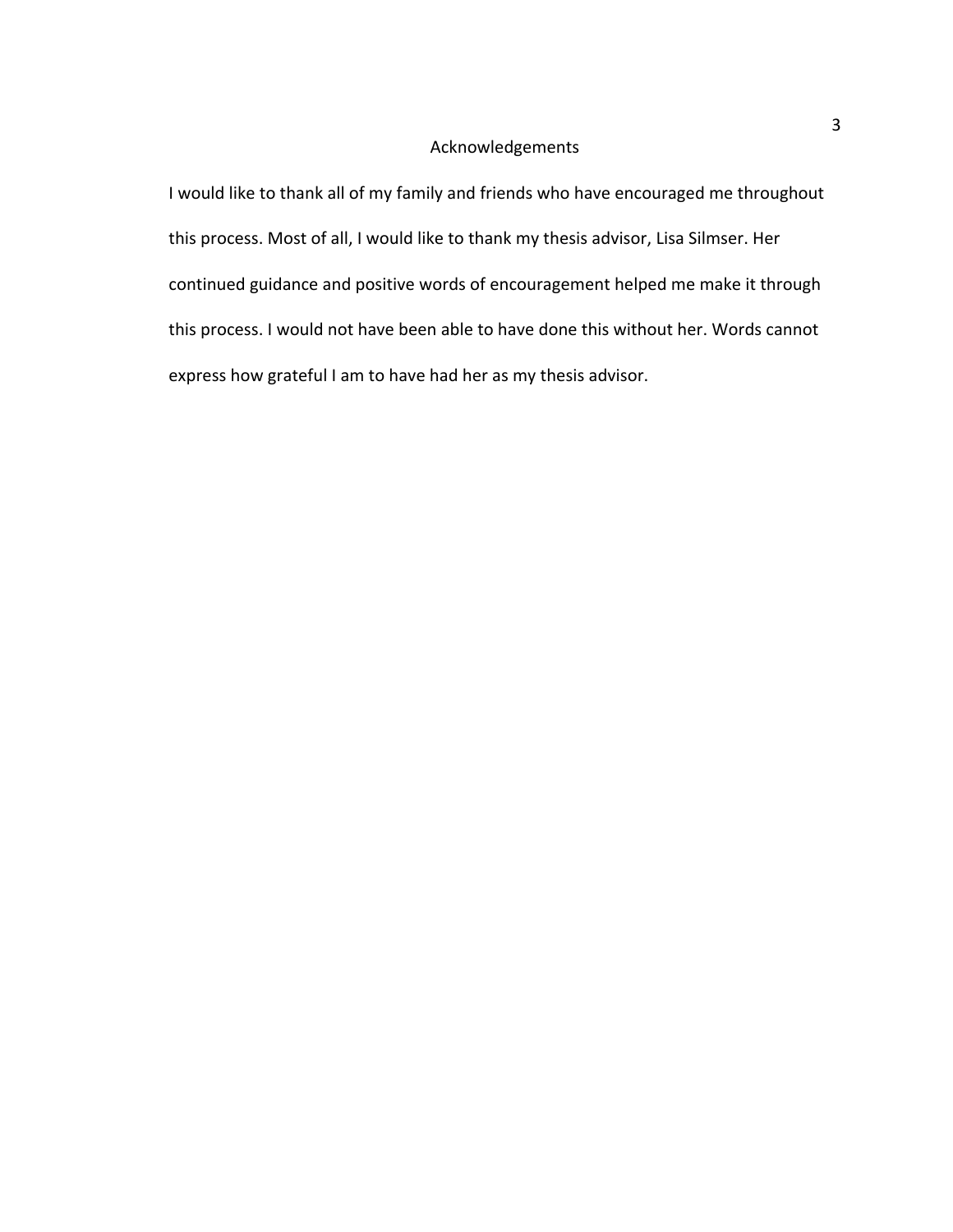# Acknowledgements

I would like to thank all of my family and friends who have encouraged me throughout this process. Most of all, I would like to thank my thesis advisor, Lisa Silmser. Her continued guidance and positive words of encouragement helped me make it through this process. I would not have been able to have done this without her. Words cannot express how grateful I am to have had her as my thesis advisor.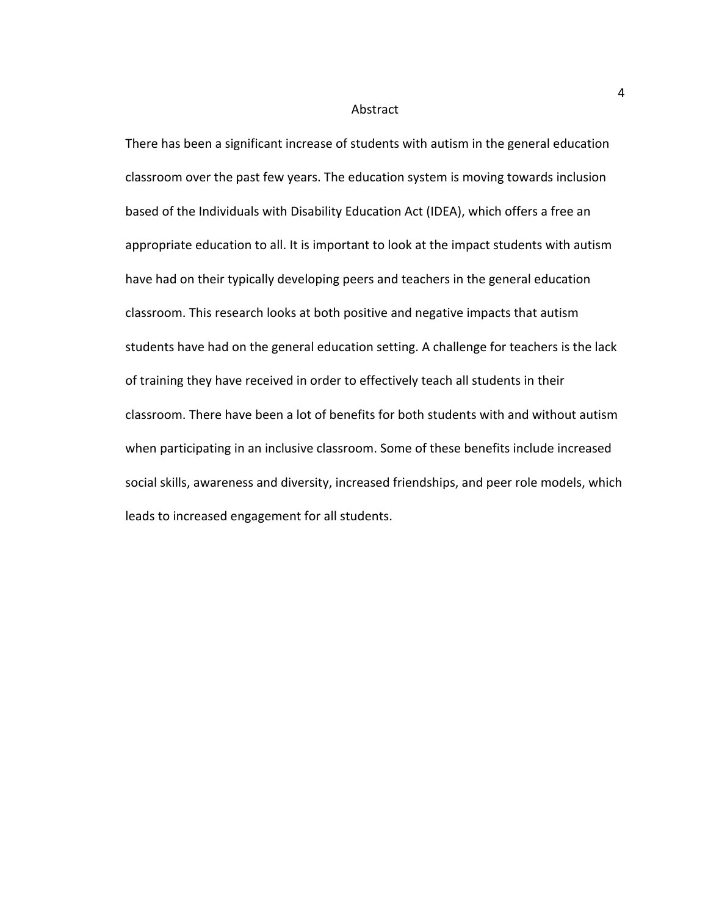# Abstract

There has been a significant increase of students with autism in the general education classroom over the past few years. The education system is moving towards inclusion based of the Individuals with Disability Education Act (IDEA), which offers a free an appropriate education to all. It is important to look at the impact students with autism have had on their typically developing peers and teachers in the general education classroom. This research looks at both positive and negative impacts that autism students have had on the general education setting. A challenge for teachers is the lack of training they have received in order to effectively teach all students in their classroom. There have been a lot of benefits for both students with and without autism when participating in an inclusive classroom. Some of these benefits include increased social skills, awareness and diversity, increased friendships, and peer role models, which leads to increased engagement for all students.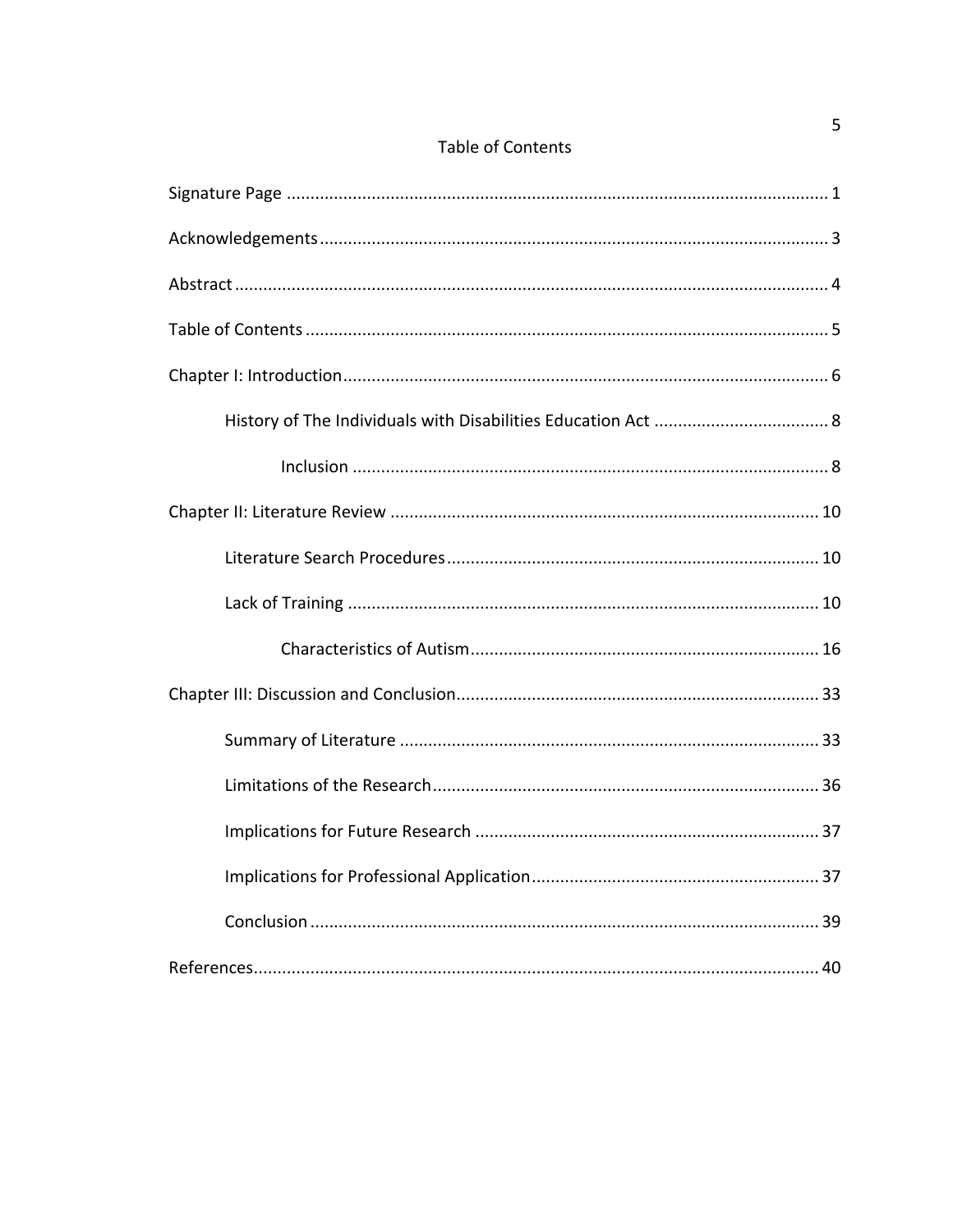# Table of Contents

Signature Page ............................................................................................................ 1

Acknowledgements...................................................................................................... 3

Abstract........................................................................................................................ 4

Table of Contents ......................................................................................................... 5

Chapter I: Introduction................................................................................................. 6

    History of The Individuals with Disabilities Education Act ..................................... 8

        Inclusion .................................................................................................... 8

Chapter II: Literature Review ...................................................................................... 10

    Literature Search Procedures.............................................................................. 10

    Lack of Training ................................................................................................... 10

        Characteristics of Autism......................................................................... 16

Chapter III: Discussion and Conclusion...................................................................... 33

    Summary of Literature ........................................................................................ 33

    Limitations of the Research................................................................................. 36

    Implications for Future Research ........................................................................ 37

    Implications for Professional Application............................................................ 37

    Conclusion .......................................................................................................... 39

References.................................................................................................................. 40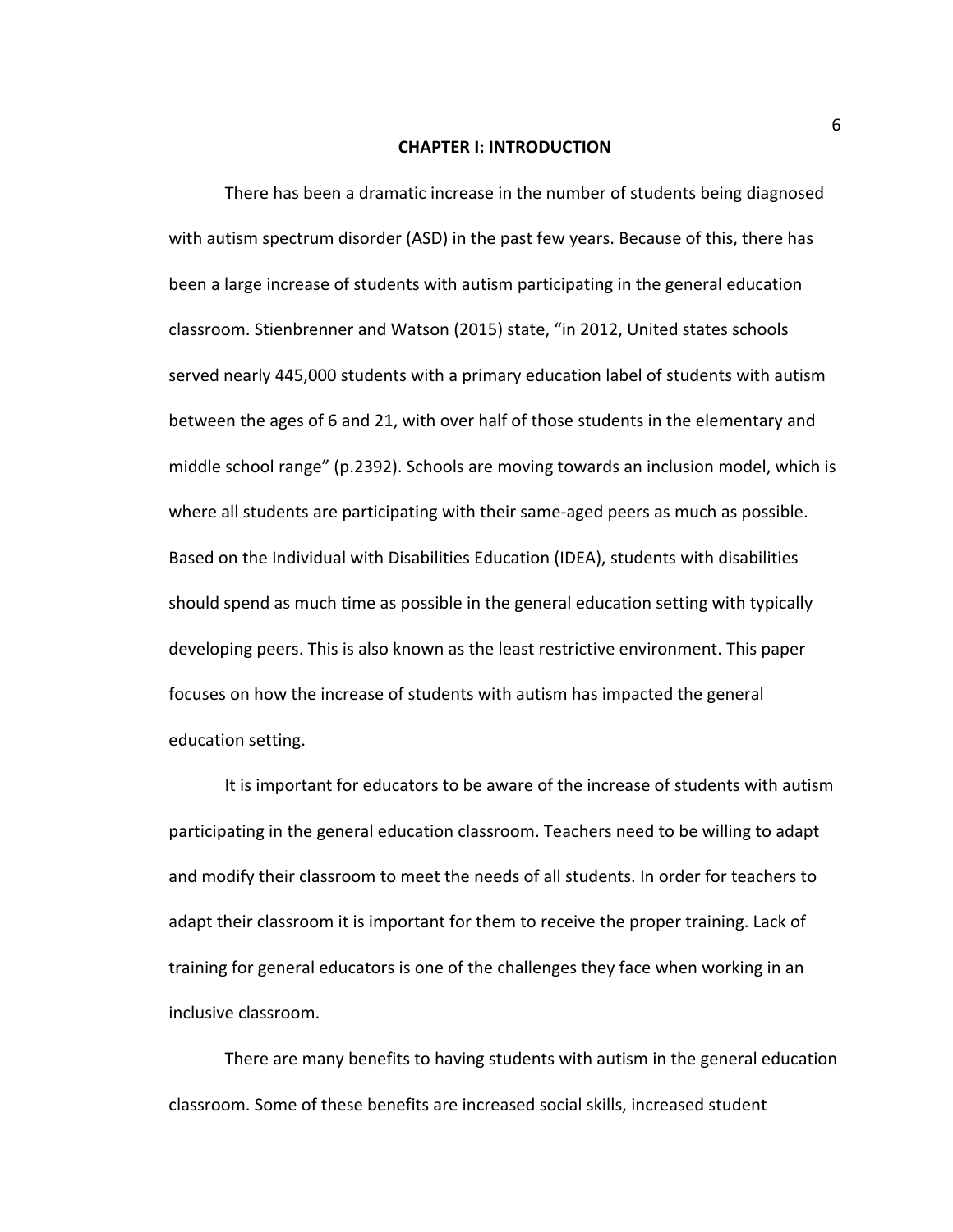# CHAPTER I: INTRODUCTION

There has been a dramatic increase in the number of students being diagnosed with autism spectrum disorder (ASD) in the past few years. Because of this, there has been a large increase of students with autism participating in the general education classroom. Stienbrenner and Watson (2015) state, "in 2012, United states schools served nearly 445,000 students with a primary education label of students with autism between the ages of 6 and 21, with over half of those students in the elementary and middle school range" (p.2392). Schools are moving towards an inclusion model, which is where all students are participating with their same-aged peers as much as possible. Based on the Individual with Disabilities Education (IDEA), students with disabilities should spend as much time as possible in the general education setting with typically developing peers. This is also known as the least restrictive environment. This paper focuses on how the increase of students with autism has impacted the general education setting.

It is important for educators to be aware of the increase of students with autism participating in the general education classroom. Teachers need to be willing to adapt and modify their classroom to meet the needs of all students. In order for teachers to adapt their classroom it is important for them to receive the proper training. Lack of training for general educators is one of the challenges they face when working in an inclusive classroom.

There are many benefits to having students with autism in the general education classroom. Some of these benefits are increased social skills, increased student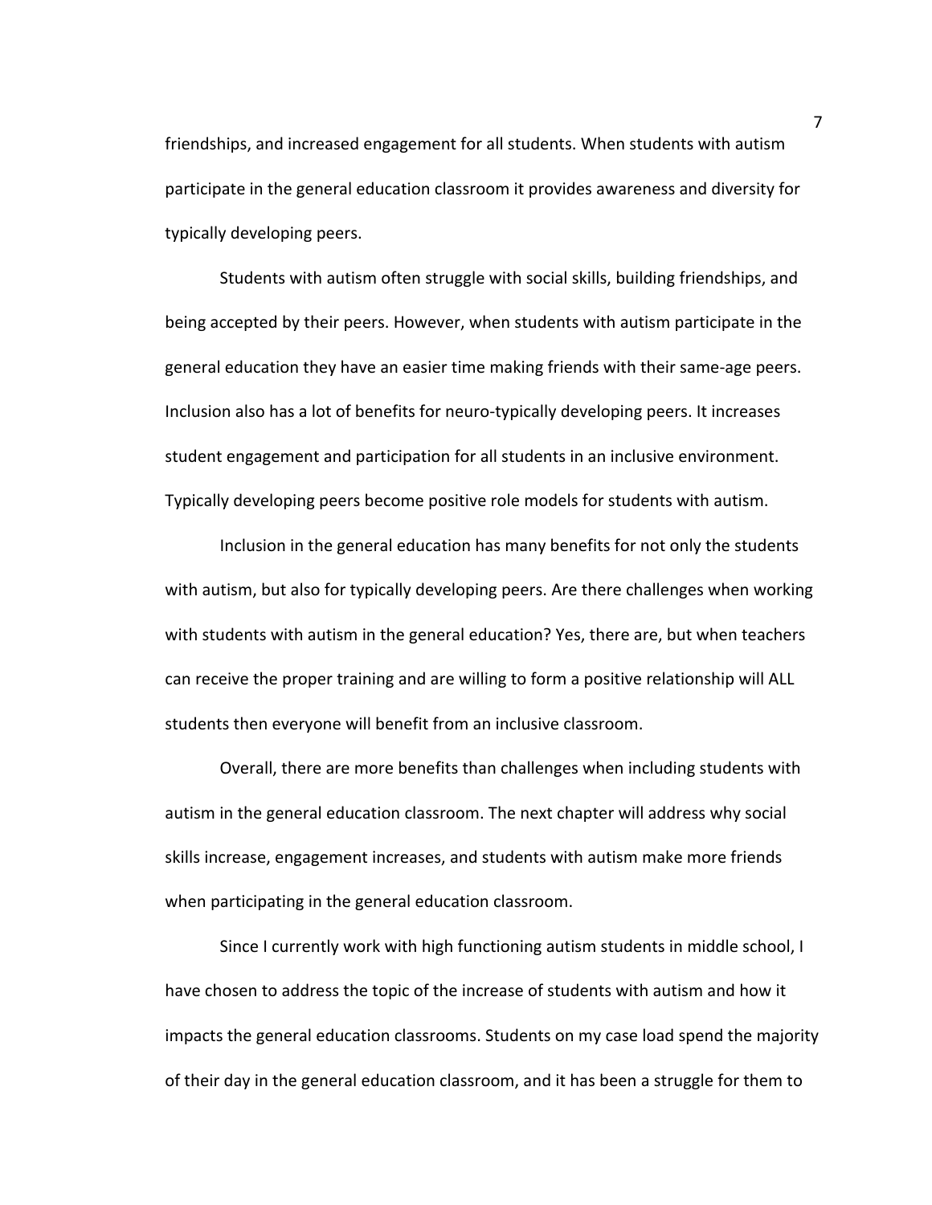friendships, and increased engagement for all students. When students with autism participate in the general education classroom it provides awareness and diversity for typically developing peers.

Students with autism often struggle with social skills, building friendships, and being accepted by their peers. However, when students with autism participate in the general education they have an easier time making friends with their same-age peers. Inclusion also has a lot of benefits for neuro-typically developing peers. It increases student engagement and participation for all students in an inclusive environment. Typically developing peers become positive role models for students with autism.

Inclusion in the general education has many benefits for not only the students with autism, but also for typically developing peers. Are there challenges when working with students with autism in the general education? Yes, there are, but when teachers can receive the proper training and are willing to form a positive relationship will ALL students then everyone will benefit from an inclusive classroom.

Overall, there are more benefits than challenges when including students with autism in the general education classroom. The next chapter will address why social skills increase, engagement increases, and students with autism make more friends when participating in the general education classroom.

Since I currently work with high functioning autism students in middle school, I have chosen to address the topic of the increase of students with autism and how it impacts the general education classrooms. Students on my case load spend the majority of their day in the general education classroom, and it has been a struggle for them to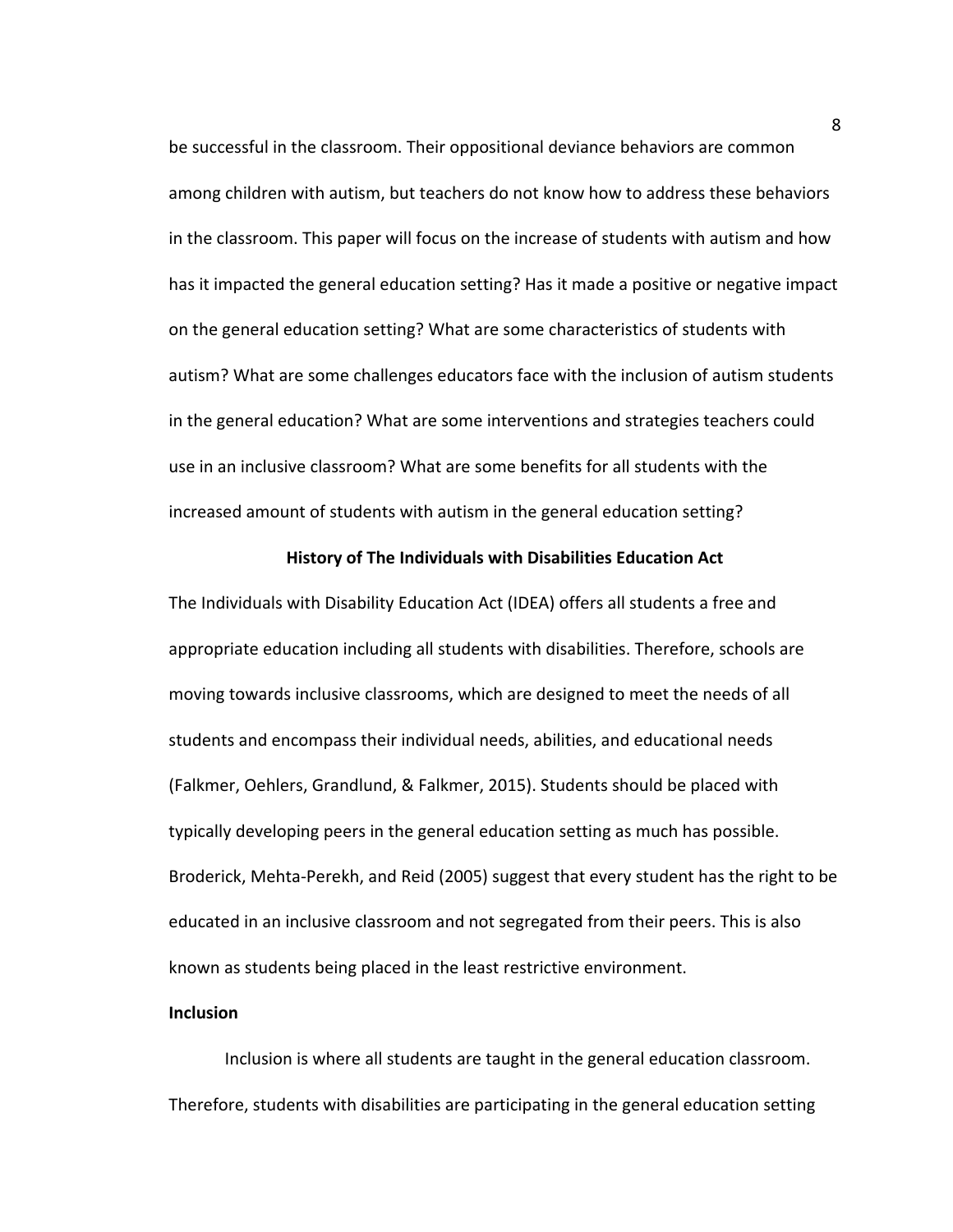be successful in the classroom. Their oppositional deviance behaviors are common among children with autism, but teachers do not know how to address these behaviors in the classroom. This paper will focus on the increase of students with autism and how has it impacted the general education setting? Has it made a positive or negative impact on the general education setting? What are some characteristics of students with autism? What are some challenges educators face with the inclusion of autism students in the general education? What are some interventions and strategies teachers could use in an inclusive classroom? What are some benefits for all students with the increased amount of students with autism in the general education setting?

## History of The Individuals with Disabilities Education Act

The Individuals with Disability Education Act (IDEA) offers all students a free and appropriate education including all students with disabilities. Therefore, schools are moving towards inclusive classrooms, which are designed to meet the needs of all students and encompass their individual needs, abilities, and educational needs (Falkmer, Oehlers, Grandlund, & Falkmer, 2015). Students should be placed with typically developing peers in the general education setting as much has possible. Broderick, Mehta-Perekh, and Reid (2005) suggest that every student has the right to be educated in an inclusive classroom and not segregated from their peers. This is also known as students being placed in the least restrictive environment.

### Inclusion

Inclusion is where all students are taught in the general education classroom. Therefore, students with disabilities are participating in the general education setting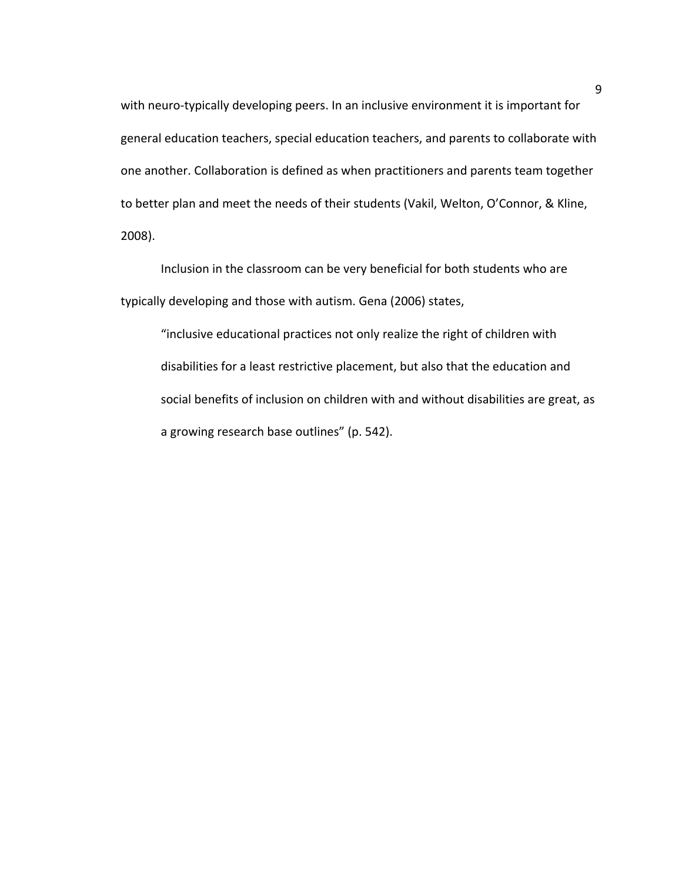with neuro-typically developing peers. In an inclusive environment it is important for general education teachers, special education teachers, and parents to collaborate with one another. Collaboration is defined as when practitioners and parents team together to better plan and meet the needs of their students (Vakil, Welton, O'Connor, & Kline, 2008).

Inclusion in the classroom can be very beneficial for both students who are typically developing and those with autism. Gena (2006) states,

> "inclusive educational practices not only realize the right of children with disabilities for a least restrictive placement, but also that the education and social benefits of inclusion on children with and without disabilities are great, as a growing research base outlines" (p. 542).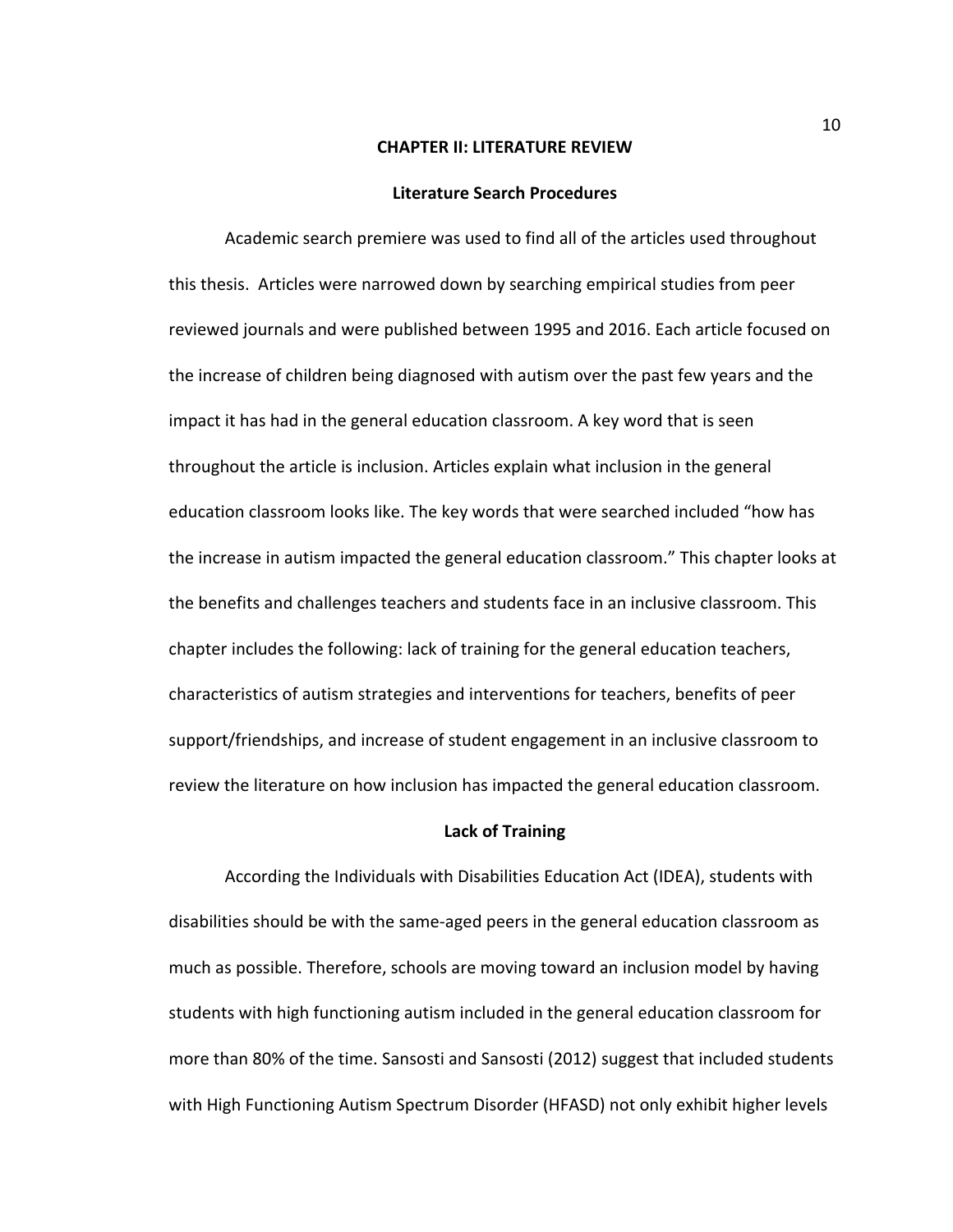## CHAPTER II: LITERATURE REVIEW

### Literature Search Procedures

Academic search premiere was used to find all of the articles used throughout this thesis. Articles were narrowed down by searching empirical studies from peer reviewed journals and were published between 1995 and 2016. Each article focused on the increase of children being diagnosed with autism over the past few years and the impact it has had in the general education classroom. A key word that is seen throughout the article is inclusion. Articles explain what inclusion in the general education classroom looks like. The key words that were searched included "how has the increase in autism impacted the general education classroom." This chapter looks at the benefits and challenges teachers and students face in an inclusive classroom. This chapter includes the following: lack of training for the general education teachers, characteristics of autism strategies and interventions for teachers, benefits of peer support/friendships, and increase of student engagement in an inclusive classroom to review the literature on how inclusion has impacted the general education classroom.

### Lack of Training

According the Individuals with Disabilities Education Act (IDEA), students with disabilities should be with the same-aged peers in the general education classroom as much as possible. Therefore, schools are moving toward an inclusion model by having students with high functioning autism included in the general education classroom for more than 80% of the time. Sansosti and Sansosti (2012) suggest that included students with High Functioning Autism Spectrum Disorder (HFASD) not only exhibit higher levels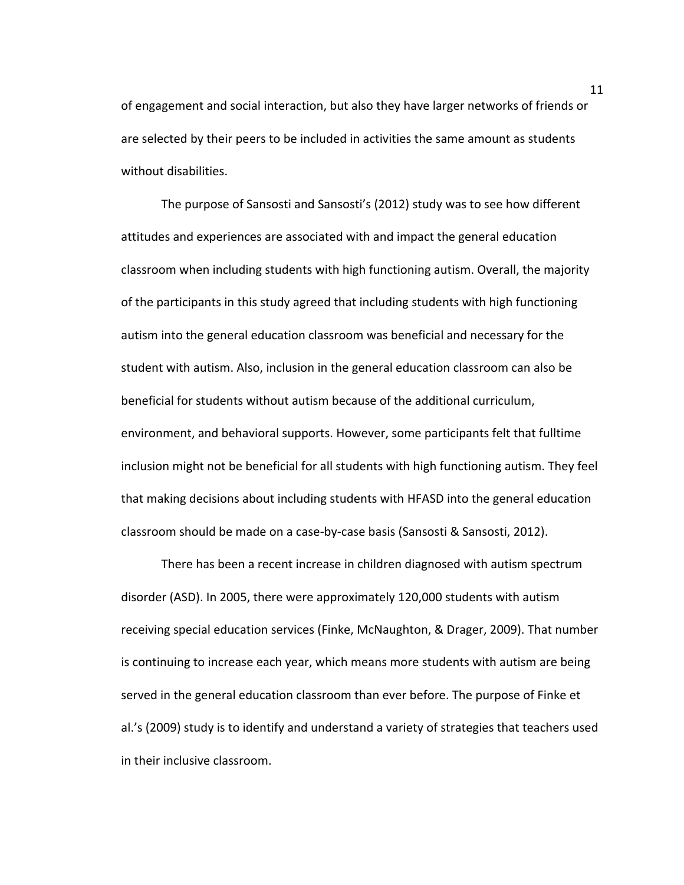of engagement and social interaction, but also they have larger networks of friends or are selected by their peers to be included in activities the same amount as students without disabilities.

The purpose of Sansosti and Sansosti's (2012) study was to see how different attitudes and experiences are associated with and impact the general education classroom when including students with high functioning autism. Overall, the majority of the participants in this study agreed that including students with high functioning autism into the general education classroom was beneficial and necessary for the student with autism. Also, inclusion in the general education classroom can also be beneficial for students without autism because of the additional curriculum, environment, and behavioral supports. However, some participants felt that fulltime inclusion might not be beneficial for all students with high functioning autism. They feel that making decisions about including students with HFASD into the general education classroom should be made on a case-by-case basis (Sansosti & Sansosti, 2012).

There has been a recent increase in children diagnosed with autism spectrum disorder (ASD). In 2005, there were approximately 120,000 students with autism receiving special education services (Finke, McNaughton, & Drager, 2009). That number is continuing to increase each year, which means more students with autism are being served in the general education classroom than ever before. The purpose of Finke et al.'s (2009) study is to identify and understand a variety of strategies that teachers used in their inclusive classroom.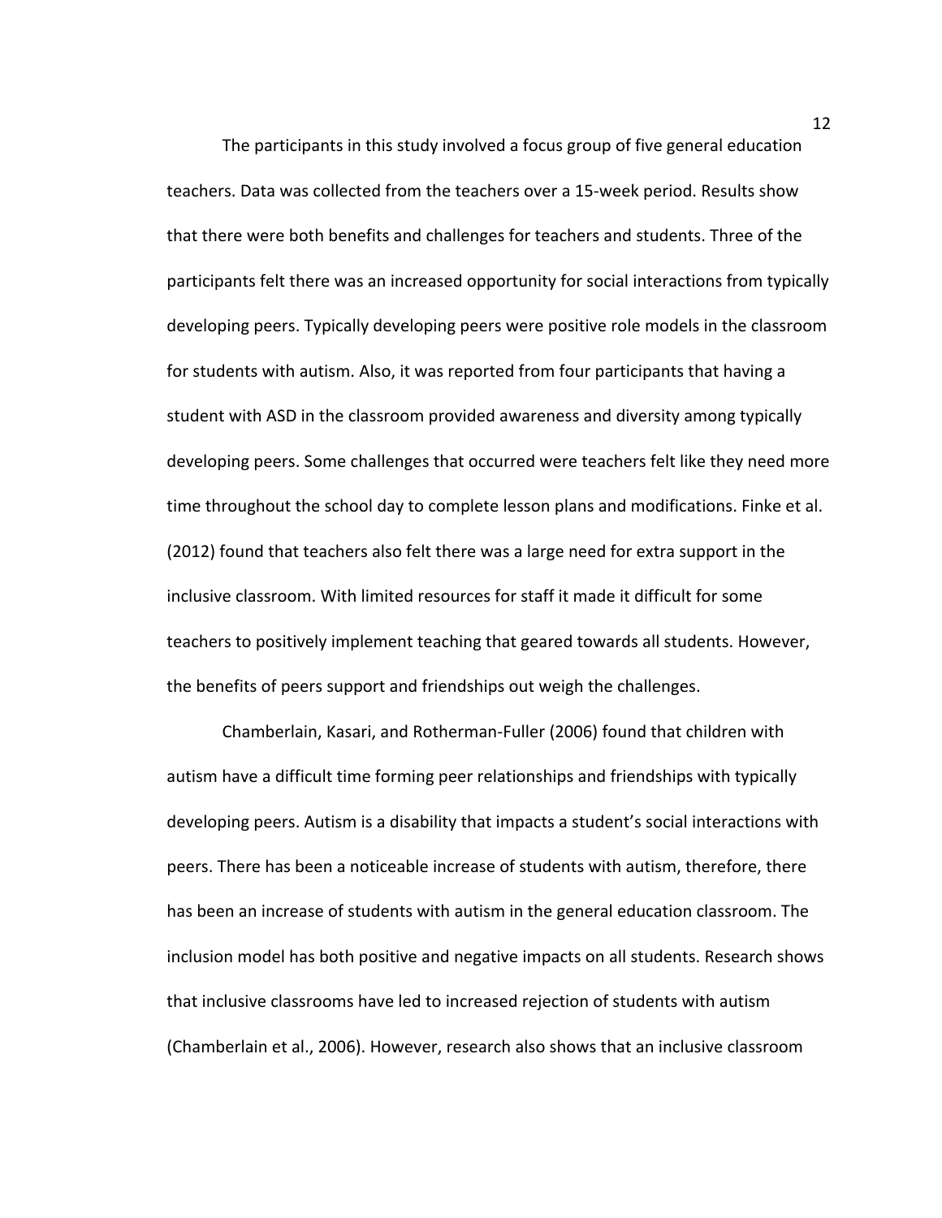The participants in this study involved a focus group of five general education teachers. Data was collected from the teachers over a 15-week period. Results show that there were both benefits and challenges for teachers and students. Three of the participants felt there was an increased opportunity for social interactions from typically developing peers. Typically developing peers were positive role models in the classroom for students with autism. Also, it was reported from four participants that having a student with ASD in the classroom provided awareness and diversity among typically developing peers. Some challenges that occurred were teachers felt like they need more time throughout the school day to complete lesson plans and modifications. Finke et al. (2012) found that teachers also felt there was a large need for extra support in the inclusive classroom. With limited resources for staff it made it difficult for some teachers to positively implement teaching that geared towards all students. However, the benefits of peers support and friendships out weigh the challenges.

Chamberlain, Kasari, and Rotherman-Fuller (2006) found that children with autism have a difficult time forming peer relationships and friendships with typically developing peers. Autism is a disability that impacts a student's social interactions with peers. There has been a noticeable increase of students with autism, therefore, there has been an increase of students with autism in the general education classroom. The inclusion model has both positive and negative impacts on all students. Research shows that inclusive classrooms have led to increased rejection of students with autism (Chamberlain et al., 2006). However, research also shows that an inclusive classroom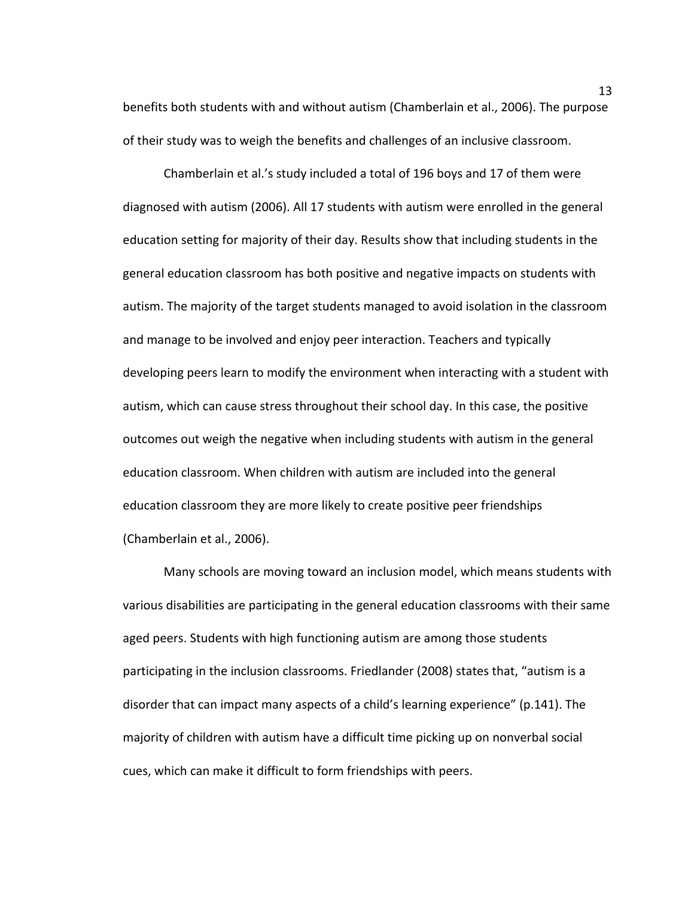benefits both students with and without autism (Chamberlain et al., 2006). The purpose of their study was to weigh the benefits and challenges of an inclusive classroom.

Chamberlain et al.'s study included a total of 196 boys and 17 of them were diagnosed with autism (2006). All 17 students with autism were enrolled in the general education setting for majority of their day. Results show that including students in the general education classroom has both positive and negative impacts on students with autism. The majority of the target students managed to avoid isolation in the classroom and manage to be involved and enjoy peer interaction. Teachers and typically developing peers learn to modify the environment when interacting with a student with autism, which can cause stress throughout their school day. In this case, the positive outcomes out weigh the negative when including students with autism in the general education classroom. When children with autism are included into the general education classroom they are more likely to create positive peer friendships (Chamberlain et al., 2006).

Many schools are moving toward an inclusion model, which means students with various disabilities are participating in the general education classrooms with their same aged peers. Students with high functioning autism are among those students participating in the inclusion classrooms. Friedlander (2008) states that, "autism is a disorder that can impact many aspects of a child's learning experience" (p.141). The majority of children with autism have a difficult time picking up on nonverbal social cues, which can make it difficult to form friendships with peers.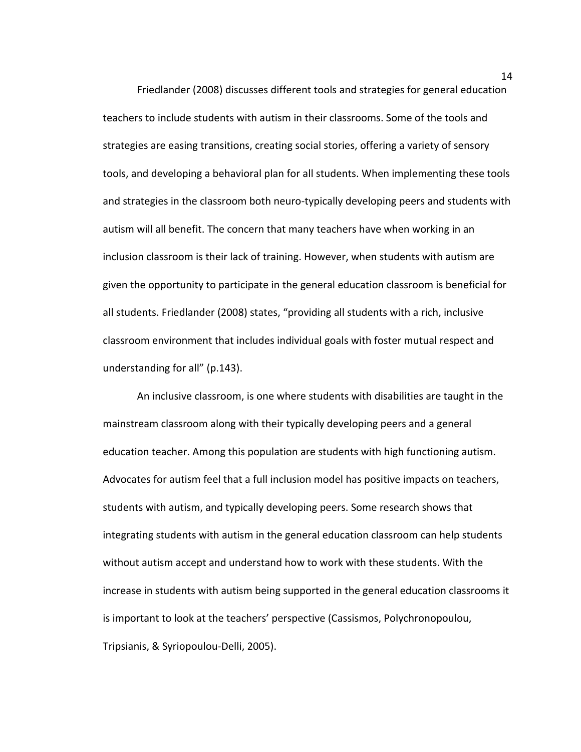Friedlander (2008) discusses different tools and strategies for general education teachers to include students with autism in their classrooms. Some of the tools and strategies are easing transitions, creating social stories, offering a variety of sensory tools, and developing a behavioral plan for all students. When implementing these tools and strategies in the classroom both neuro-typically developing peers and students with autism will all benefit. The concern that many teachers have when working in an inclusion classroom is their lack of training. However, when students with autism are given the opportunity to participate in the general education classroom is beneficial for all students. Friedlander (2008) states, "providing all students with a rich, inclusive classroom environment that includes individual goals with foster mutual respect and understanding for all" (p.143).

An inclusive classroom, is one where students with disabilities are taught in the mainstream classroom along with their typically developing peers and a general education teacher. Among this population are students with high functioning autism. Advocates for autism feel that a full inclusion model has positive impacts on teachers, students with autism, and typically developing peers. Some research shows that integrating students with autism in the general education classroom can help students without autism accept and understand how to work with these students. With the increase in students with autism being supported in the general education classrooms it is important to look at the teachers' perspective (Cassismos, Polychronopoulou, Tripsianis, & Syriopoulou-Delli, 2005).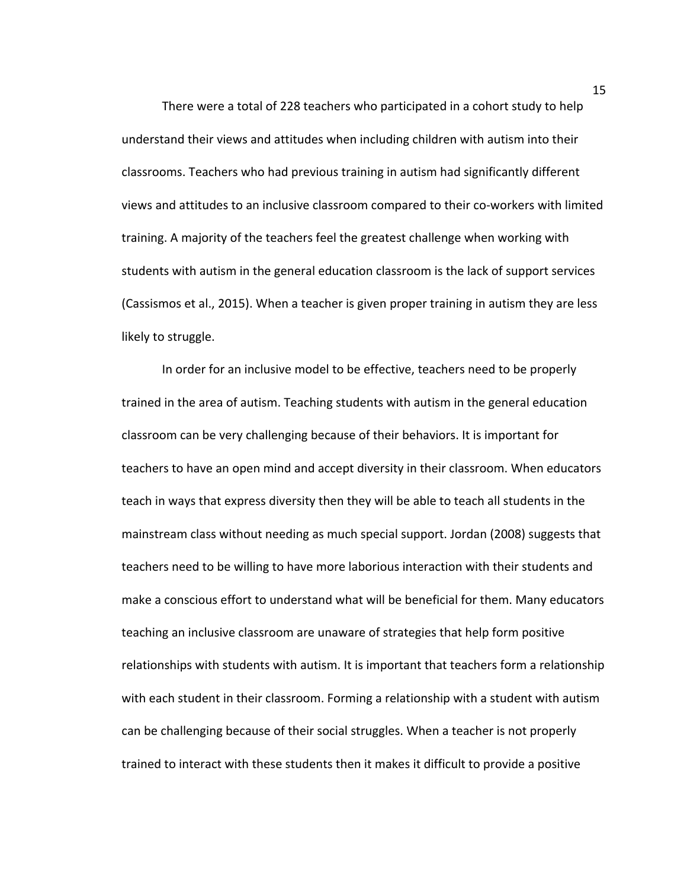There were a total of 228 teachers who participated in a cohort study to help understand their views and attitudes when including children with autism into their classrooms. Teachers who had previous training in autism had significantly different views and attitudes to an inclusive classroom compared to their co-workers with limited training. A majority of the teachers feel the greatest challenge when working with students with autism in the general education classroom is the lack of support services (Cassismos et al., 2015). When a teacher is given proper training in autism they are less likely to struggle.

In order for an inclusive model to be effective, teachers need to be properly trained in the area of autism. Teaching students with autism in the general education classroom can be very challenging because of their behaviors. It is important for teachers to have an open mind and accept diversity in their classroom. When educators teach in ways that express diversity then they will be able to teach all students in the mainstream class without needing as much special support. Jordan (2008) suggests that teachers need to be willing to have more laborious interaction with their students and make a conscious effort to understand what will be beneficial for them. Many educators teaching an inclusive classroom are unaware of strategies that help form positive relationships with students with autism. It is important that teachers form a relationship with each student in their classroom. Forming a relationship with a student with autism can be challenging because of their social struggles. When a teacher is not properly trained to interact with these students then it makes it difficult to provide a positive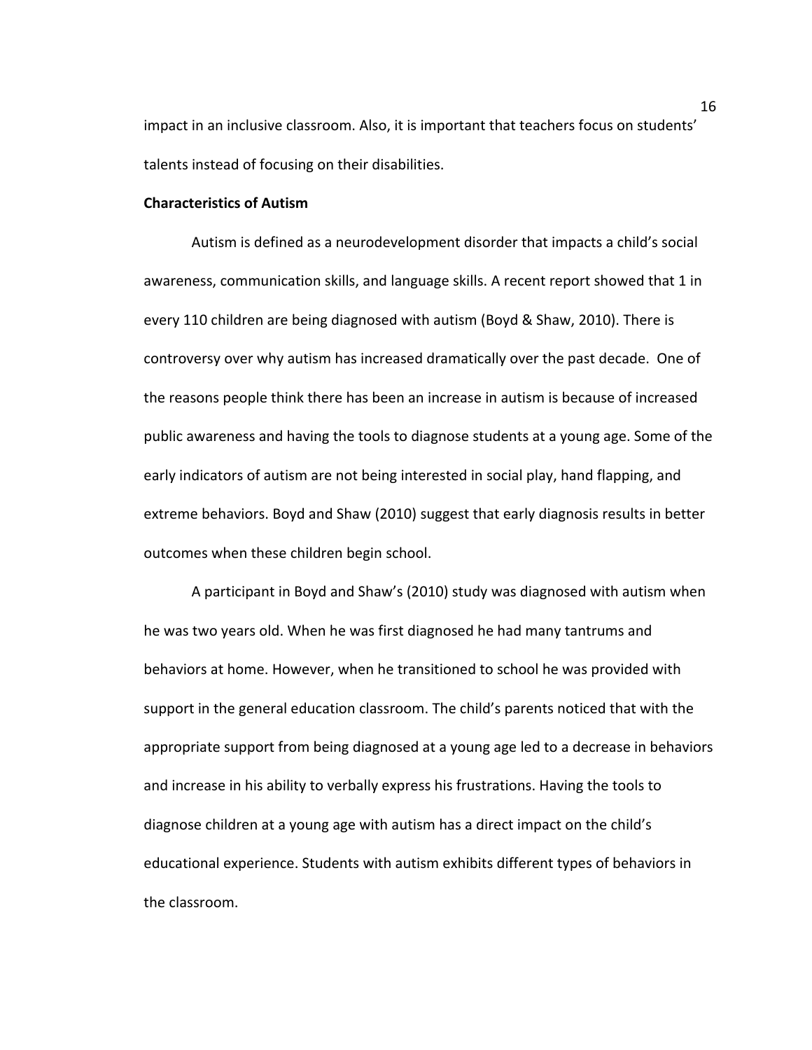impact in an inclusive classroom. Also, it is important that teachers focus on students' talents instead of focusing on their disabilities.

**Characteristics of Autism**

Autism is defined as a neurodevelopment disorder that impacts a child's social awareness, communication skills, and language skills. A recent report showed that 1 in every 110 children are being diagnosed with autism (Boyd & Shaw, 2010). There is controversy over why autism has increased dramatically over the past decade. One of the reasons people think there has been an increase in autism is because of increased public awareness and having the tools to diagnose students at a young age. Some of the early indicators of autism are not being interested in social play, hand flapping, and extreme behaviors. Boyd and Shaw (2010) suggest that early diagnosis results in better outcomes when these children begin school.

A participant in Boyd and Shaw's (2010) study was diagnosed with autism when he was two years old. When he was first diagnosed he had many tantrums and behaviors at home. However, when he transitioned to school he was provided with support in the general education classroom. The child's parents noticed that with the appropriate support from being diagnosed at a young age led to a decrease in behaviors and increase in his ability to verbally express his frustrations. Having the tools to diagnose children at a young age with autism has a direct impact on the child's educational experience. Students with autism exhibits different types of behaviors in the classroom.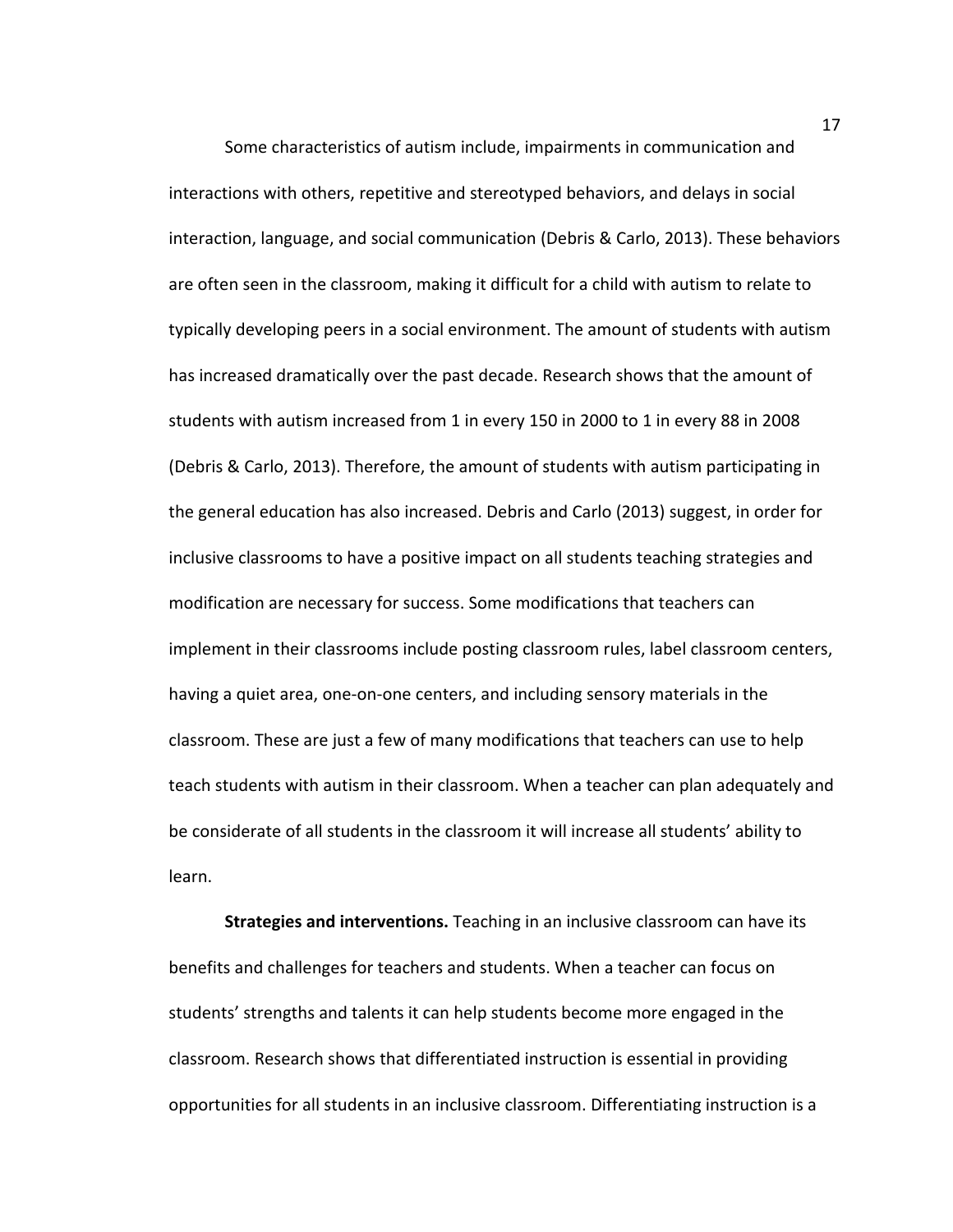Some characteristics of autism include, impairments in communication and interactions with others, repetitive and stereotyped behaviors, and delays in social interaction, language, and social communication (Debris & Carlo, 2013). These behaviors are often seen in the classroom, making it difficult for a child with autism to relate to typically developing peers in a social environment. The amount of students with autism has increased dramatically over the past decade. Research shows that the amount of students with autism increased from 1 in every 150 in 2000 to 1 in every 88 in 2008 (Debris & Carlo, 2013). Therefore, the amount of students with autism participating in the general education has also increased. Debris and Carlo (2013) suggest, in order for inclusive classrooms to have a positive impact on all students teaching strategies and modification are necessary for success. Some modifications that teachers can implement in their classrooms include posting classroom rules, label classroom centers, having a quiet area, one-on-one centers, and including sensory materials in the classroom. These are just a few of many modifications that teachers can use to help teach students with autism in their classroom. When a teacher can plan adequately and be considerate of all students in the classroom it will increase all students' ability to learn.

**Strategies and interventions.** Teaching in an inclusive classroom can have its benefits and challenges for teachers and students. When a teacher can focus on students' strengths and talents it can help students become more engaged in the classroom. Research shows that differentiated instruction is essential in providing opportunities for all students in an inclusive classroom. Differentiating instruction is a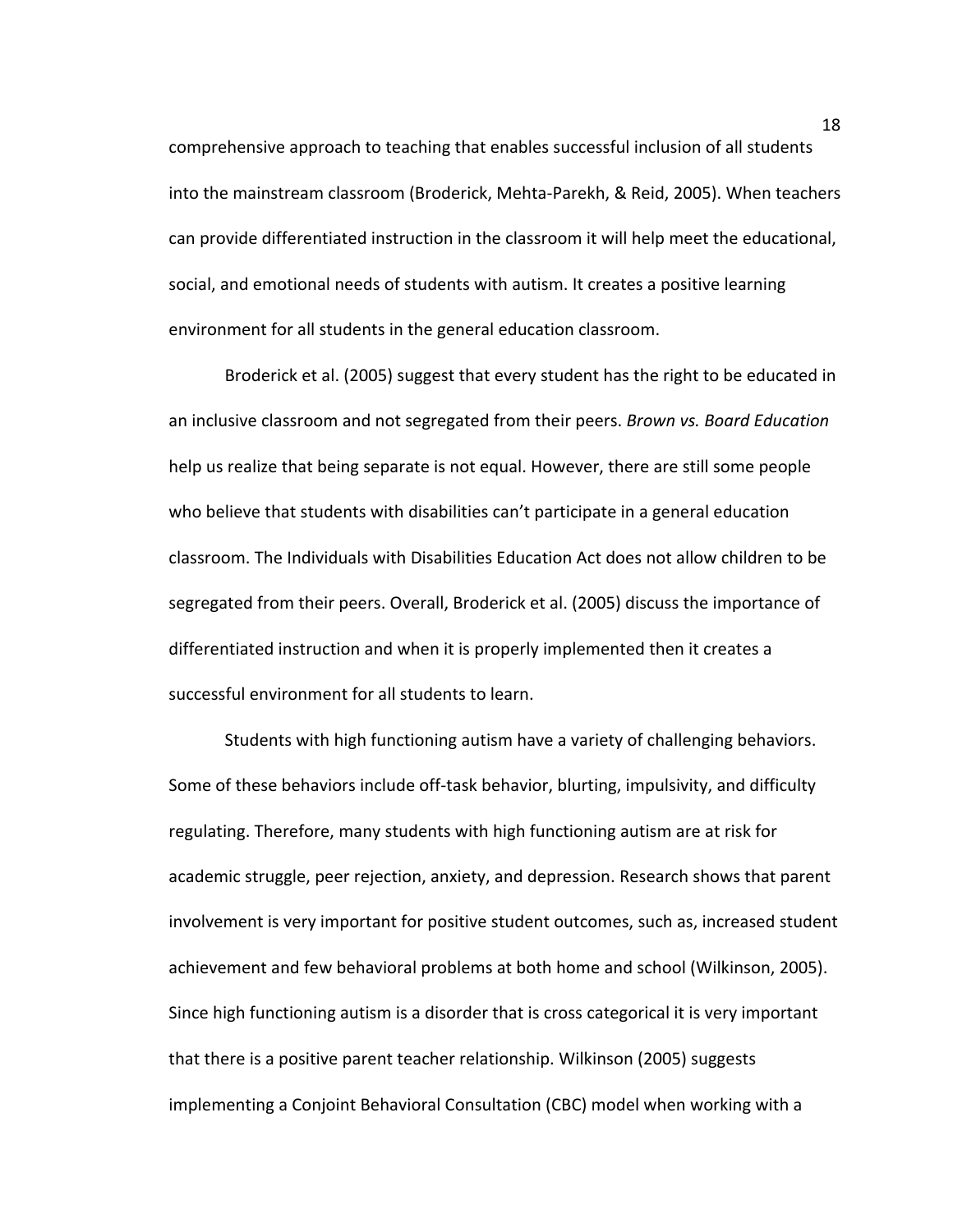comprehensive approach to teaching that enables successful inclusion of all students into the mainstream classroom (Broderick, Mehta-Parekh, & Reid, 2005). When teachers can provide differentiated instruction in the classroom it will help meet the educational, social, and emotional needs of students with autism. It creates a positive learning environment for all students in the general education classroom.

Broderick et al. (2005) suggest that every student has the right to be educated in an inclusive classroom and not segregated from their peers. *Brown vs. Board Education* help us realize that being separate is not equal. However, there are still some people who believe that students with disabilities can't participate in a general education classroom. The Individuals with Disabilities Education Act does not allow children to be segregated from their peers. Overall, Broderick et al. (2005) discuss the importance of differentiated instruction and when it is properly implemented then it creates a successful environment for all students to learn.

Students with high functioning autism have a variety of challenging behaviors. Some of these behaviors include off-task behavior, blurting, impulsivity, and difficulty regulating. Therefore, many students with high functioning autism are at risk for academic struggle, peer rejection, anxiety, and depression. Research shows that parent involvement is very important for positive student outcomes, such as, increased student achievement and few behavioral problems at both home and school (Wilkinson, 2005). Since high functioning autism is a disorder that is cross categorical it is very important that there is a positive parent teacher relationship. Wilkinson (2005) suggests implementing a Conjoint Behavioral Consultation (CBC) model when working with a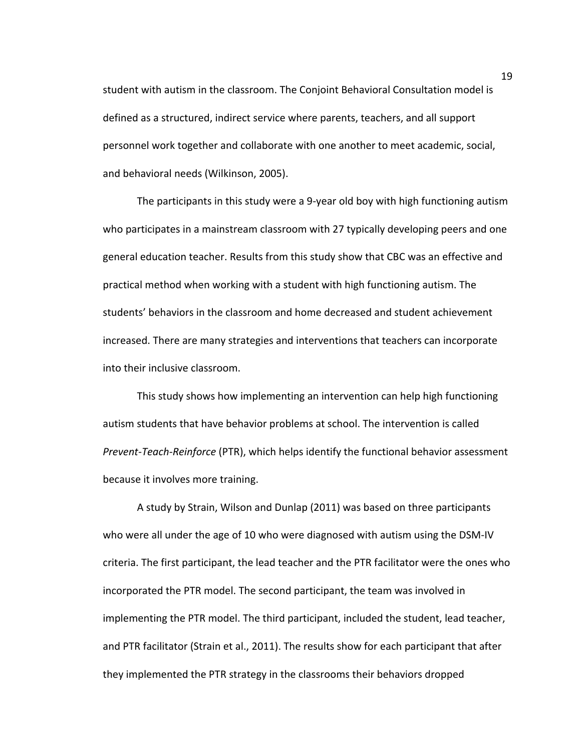student with autism in the classroom. The Conjoint Behavioral Consultation model is defined as a structured, indirect service where parents, teachers, and all support personnel work together and collaborate with one another to meet academic, social, and behavioral needs (Wilkinson, 2005).

The participants in this study were a 9-year old boy with high functioning autism who participates in a mainstream classroom with 27 typically developing peers and one general education teacher. Results from this study show that CBC was an effective and practical method when working with a student with high functioning autism. The students' behaviors in the classroom and home decreased and student achievement increased. There are many strategies and interventions that teachers can incorporate into their inclusive classroom.

This study shows how implementing an intervention can help high functioning autism students that have behavior problems at school. The intervention is called *Prevent-Teach-Reinforce* (PTR), which helps identify the functional behavior assessment because it involves more training.

A study by Strain, Wilson and Dunlap (2011) was based on three participants who were all under the age of 10 who were diagnosed with autism using the DSM-IV criteria. The first participant, the lead teacher and the PTR facilitator were the ones who incorporated the PTR model. The second participant, the team was involved in implementing the PTR model. The third participant, included the student, lead teacher, and PTR facilitator (Strain et al., 2011). The results show for each participant that after they implemented the PTR strategy in the classrooms their behaviors dropped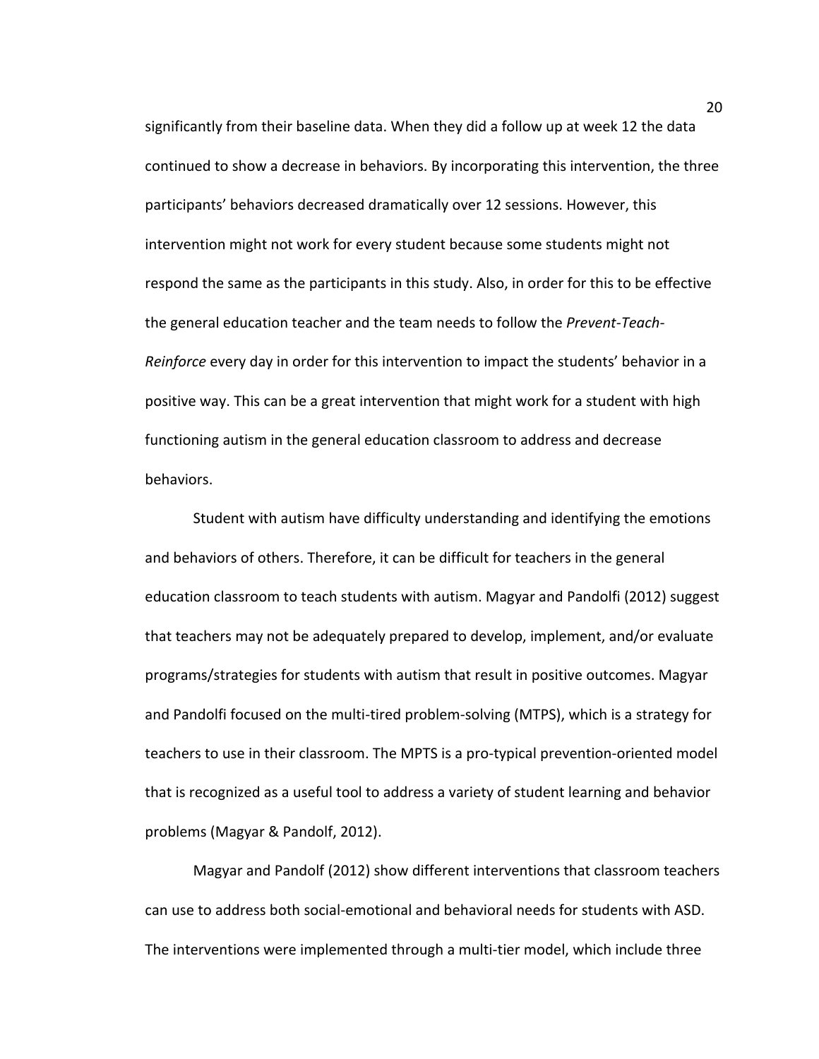significantly from their baseline data. When they did a follow up at week 12 the data continued to show a decrease in behaviors. By incorporating this intervention, the three participants' behaviors decreased dramatically over 12 sessions. However, this intervention might not work for every student because some students might not respond the same as the participants in this study. Also, in order for this to be effective the general education teacher and the team needs to follow the *Prevent-Teach-Reinforce* every day in order for this intervention to impact the students' behavior in a positive way. This can be a great intervention that might work for a student with high functioning autism in the general education classroom to address and decrease behaviors.

Student with autism have difficulty understanding and identifying the emotions and behaviors of others. Therefore, it can be difficult for teachers in the general education classroom to teach students with autism. Magyar and Pandolfi (2012) suggest that teachers may not be adequately prepared to develop, implement, and/or evaluate programs/strategies for students with autism that result in positive outcomes. Magyar and Pandolfi focused on the multi-tired problem-solving (MTPS), which is a strategy for teachers to use in their classroom. The MPTS is a pro-typical prevention-oriented model that is recognized as a useful tool to address a variety of student learning and behavior problems (Magyar & Pandolf, 2012).

Magyar and Pandolf (2012) show different interventions that classroom teachers can use to address both social-emotional and behavioral needs for students with ASD. The interventions were implemented through a multi-tier model, which include three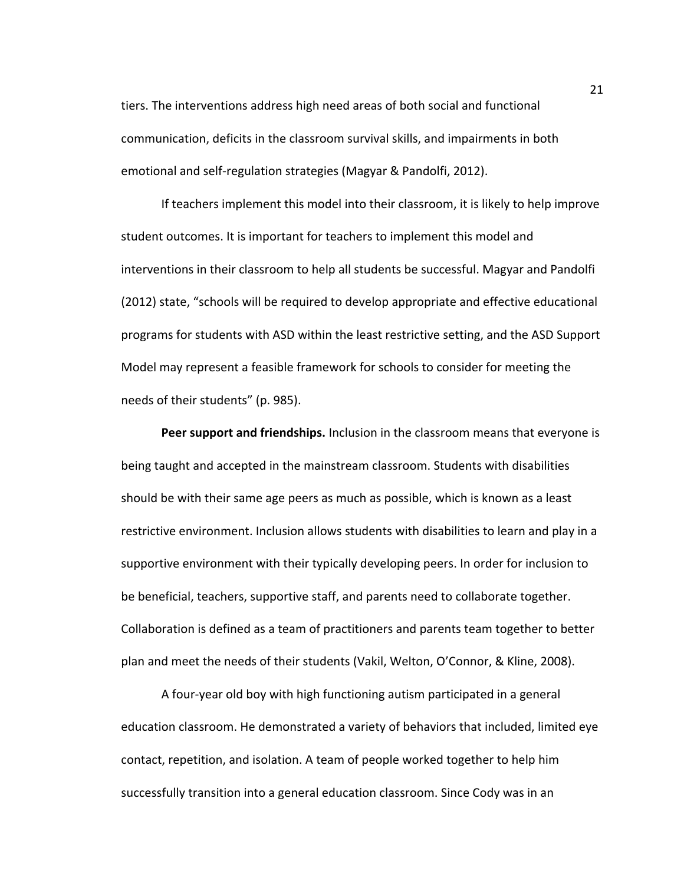tiers. The interventions address high need areas of both social and functional communication, deficits in the classroom survival skills, and impairments in both emotional and self-regulation strategies (Magyar & Pandolfi, 2012).

If teachers implement this model into their classroom, it is likely to help improve student outcomes. It is important for teachers to implement this model and interventions in their classroom to help all students be successful. Magyar and Pandolfi (2012) state, "schools will be required to develop appropriate and effective educational programs for students with ASD within the least restrictive setting, and the ASD Support Model may represent a feasible framework for schools to consider for meeting the needs of their students" (p. 985).

**Peer support and friendships.** Inclusion in the classroom means that everyone is being taught and accepted in the mainstream classroom. Students with disabilities should be with their same age peers as much as possible, which is known as a least restrictive environment. Inclusion allows students with disabilities to learn and play in a supportive environment with their typically developing peers. In order for inclusion to be beneficial, teachers, supportive staff, and parents need to collaborate together. Collaboration is defined as a team of practitioners and parents team together to better plan and meet the needs of their students (Vakil, Welton, O'Connor, & Kline, 2008).

A four-year old boy with high functioning autism participated in a general education classroom. He demonstrated a variety of behaviors that included, limited eye contact, repetition, and isolation. A team of people worked together to help him successfully transition into a general education classroom. Since Cody was in an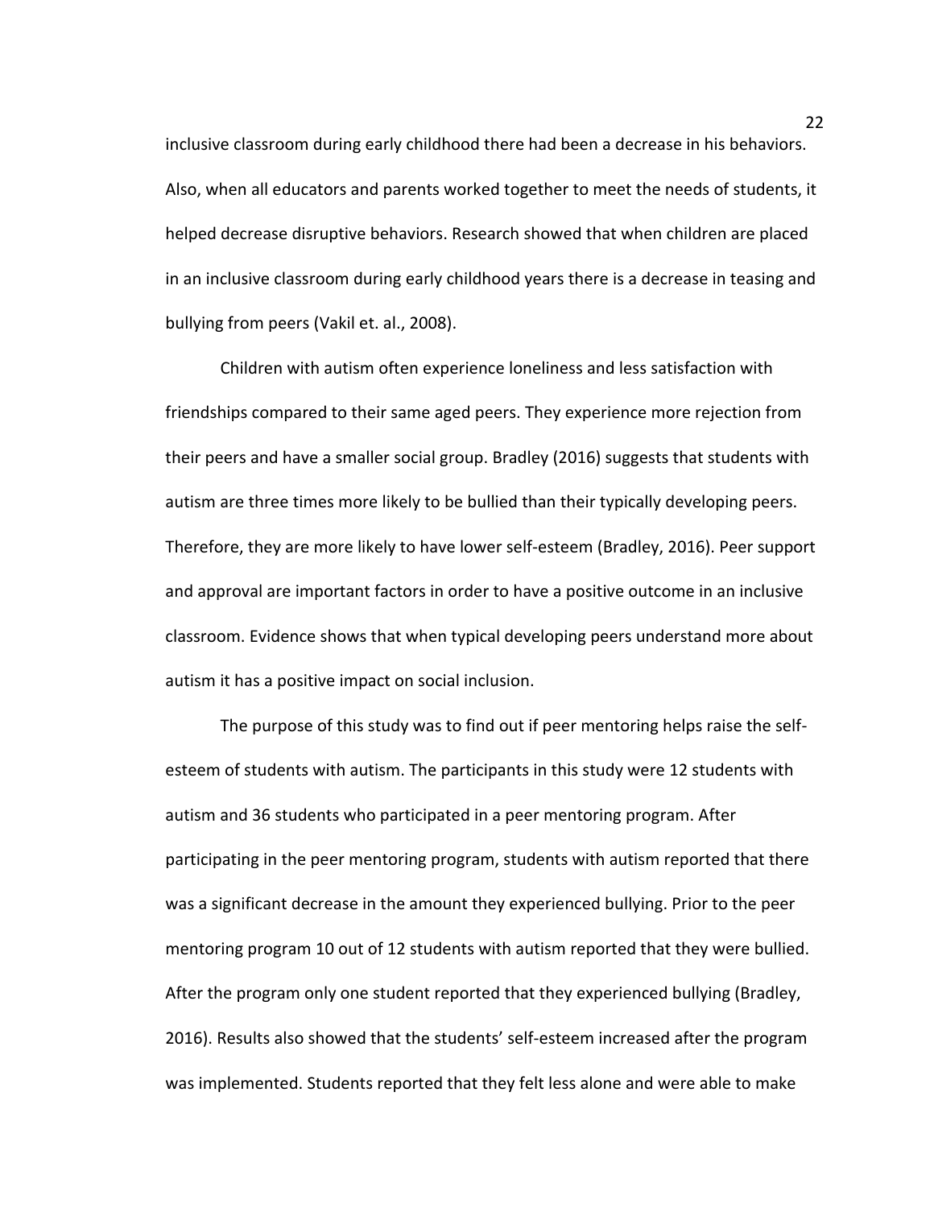inclusive classroom during early childhood there had been a decrease in his behaviors. Also, when all educators and parents worked together to meet the needs of students, it helped decrease disruptive behaviors. Research showed that when children are placed in an inclusive classroom during early childhood years there is a decrease in teasing and bullying from peers (Vakil et. al., 2008).

Children with autism often experience loneliness and less satisfaction with friendships compared to their same aged peers. They experience more rejection from their peers and have a smaller social group. Bradley (2016) suggests that students with autism are three times more likely to be bullied than their typically developing peers. Therefore, they are more likely to have lower self-esteem (Bradley, 2016). Peer support and approval are important factors in order to have a positive outcome in an inclusive classroom. Evidence shows that when typical developing peers understand more about autism it has a positive impact on social inclusion.

The purpose of this study was to find out if peer mentoring helps raise the self-esteem of students with autism. The participants in this study were 12 students with autism and 36 students who participated in a peer mentoring program. After participating in the peer mentoring program, students with autism reported that there was a significant decrease in the amount they experienced bullying. Prior to the peer mentoring program 10 out of 12 students with autism reported that they were bullied. After the program only one student reported that they experienced bullying (Bradley, 2016). Results also showed that the students' self-esteem increased after the program was implemented. Students reported that they felt less alone and were able to make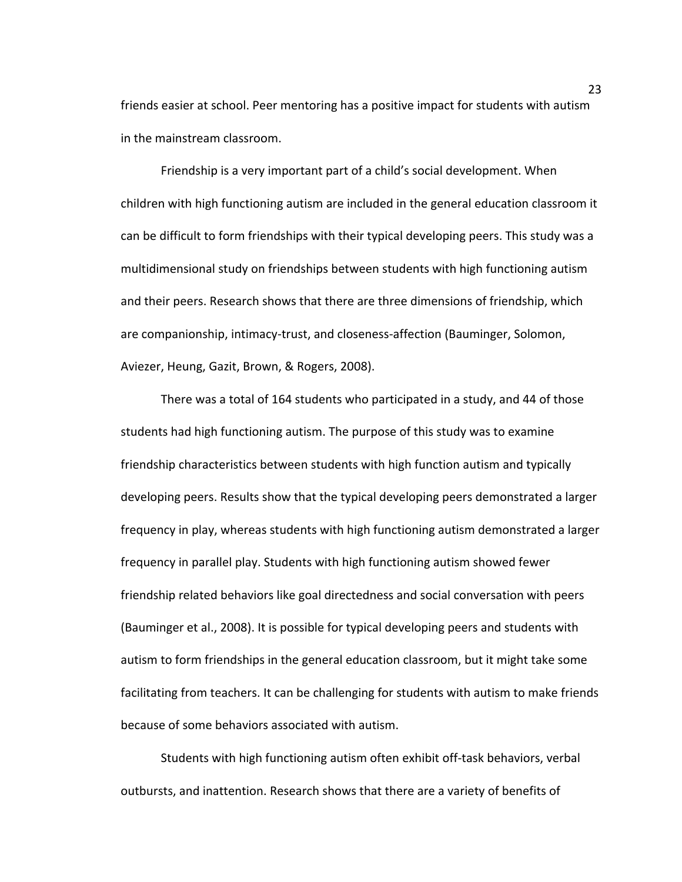friends easier at school. Peer mentoring has a positive impact for students with autism in the mainstream classroom.

Friendship is a very important part of a child's social development. When children with high functioning autism are included in the general education classroom it can be difficult to form friendships with their typical developing peers. This study was a multidimensional study on friendships between students with high functioning autism and their peers. Research shows that there are three dimensions of friendship, which are companionship, intimacy-trust, and closeness-affection (Bauminger, Solomon, Aviezer, Heung, Gazit, Brown, & Rogers, 2008).

There was a total of 164 students who participated in a study, and 44 of those students had high functioning autism. The purpose of this study was to examine friendship characteristics between students with high function autism and typically developing peers. Results show that the typical developing peers demonstrated a larger frequency in play, whereas students with high functioning autism demonstrated a larger frequency in parallel play. Students with high functioning autism showed fewer friendship related behaviors like goal directedness and social conversation with peers (Bauminger et al., 2008). It is possible for typical developing peers and students with autism to form friendships in the general education classroom, but it might take some facilitating from teachers. It can be challenging for students with autism to make friends because of some behaviors associated with autism.

Students with high functioning autism often exhibit off-task behaviors, verbal outbursts, and inattention. Research shows that there are a variety of benefits of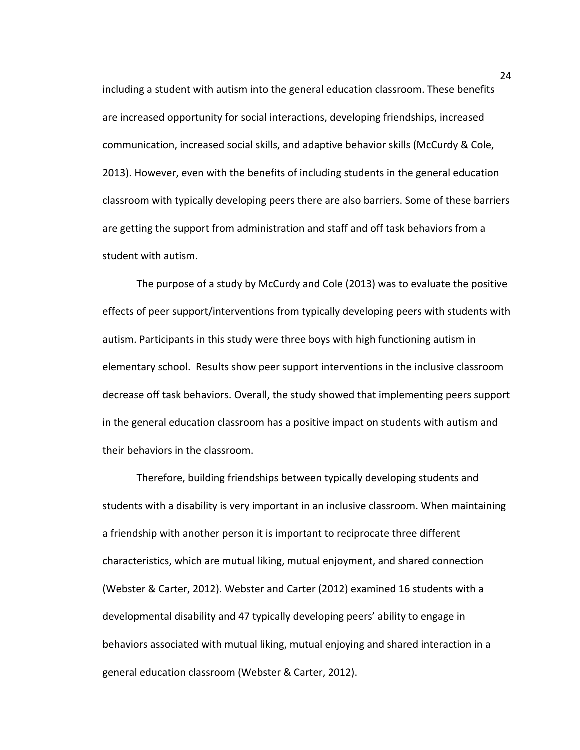including a student with autism into the general education classroom. These benefits are increased opportunity for social interactions, developing friendships, increased communication, increased social skills, and adaptive behavior skills (McCurdy & Cole, 2013). However, even with the benefits of including students in the general education classroom with typically developing peers there are also barriers. Some of these barriers are getting the support from administration and staff and off task behaviors from a student with autism.

The purpose of a study by McCurdy and Cole (2013) was to evaluate the positive effects of peer support/interventions from typically developing peers with students with autism. Participants in this study were three boys with high functioning autism in elementary school. Results show peer support interventions in the inclusive classroom decrease off task behaviors. Overall, the study showed that implementing peers support in the general education classroom has a positive impact on students with autism and their behaviors in the classroom.

Therefore, building friendships between typically developing students and students with a disability is very important in an inclusive classroom. When maintaining a friendship with another person it is important to reciprocate three different characteristics, which are mutual liking, mutual enjoyment, and shared connection (Webster & Carter, 2012). Webster and Carter (2012) examined 16 students with a developmental disability and 47 typically developing peers' ability to engage in behaviors associated with mutual liking, mutual enjoying and shared interaction in a general education classroom (Webster & Carter, 2012).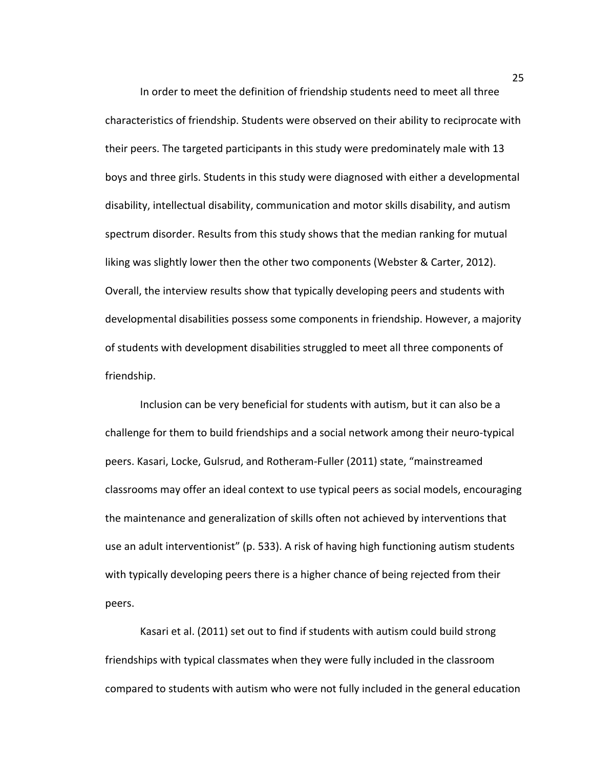In order to meet the definition of friendship students need to meet all three characteristics of friendship. Students were observed on their ability to reciprocate with their peers. The targeted participants in this study were predominately male with 13 boys and three girls. Students in this study were diagnosed with either a developmental disability, intellectual disability, communication and motor skills disability, and autism spectrum disorder. Results from this study shows that the median ranking for mutual liking was slightly lower then the other two components (Webster & Carter, 2012). Overall, the interview results show that typically developing peers and students with developmental disabilities possess some components in friendship. However, a majority of students with development disabilities struggled to meet all three components of friendship.

Inclusion can be very beneficial for students with autism, but it can also be a challenge for them to build friendships and a social network among their neuro-typical peers. Kasari, Locke, Gulsrud, and Rotheram-Fuller (2011) state, "mainstreamed classrooms may offer an ideal context to use typical peers as social models, encouraging the maintenance and generalization of skills often not achieved by interventions that use an adult interventionist" (p. 533). A risk of having high functioning autism students with typically developing peers there is a higher chance of being rejected from their peers.

Kasari et al. (2011) set out to find if students with autism could build strong friendships with typical classmates when they were fully included in the classroom compared to students with autism who were not fully included in the general education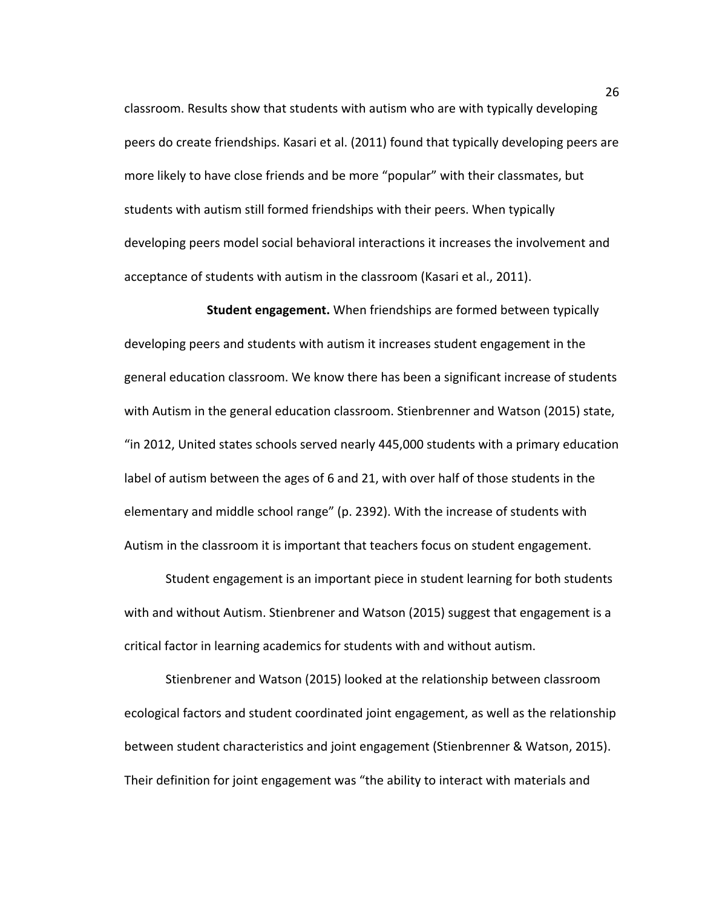classroom. Results show that students with autism who are with typically developing peers do create friendships. Kasari et al. (2011) found that typically developing peers are more likely to have close friends and be more "popular" with their classmates, but students with autism still formed friendships with their peers. When typically developing peers model social behavioral interactions it increases the involvement and acceptance of students with autism in the classroom (Kasari et al., 2011).

**Student engagement.** When friendships are formed between typically developing peers and students with autism it increases student engagement in the general education classroom. We know there has been a significant increase of students with Autism in the general education classroom. Stienbrenner and Watson (2015) state, "in 2012, United states schools served nearly 445,000 students with a primary education label of autism between the ages of 6 and 21, with over half of those students in the elementary and middle school range" (p. 2392). With the increase of students with Autism in the classroom it is important that teachers focus on student engagement.

Student engagement is an important piece in student learning for both students with and without Autism. Stienbrener and Watson (2015) suggest that engagement is a critical factor in learning academics for students with and without autism.

Stienbrener and Watson (2015) looked at the relationship between classroom ecological factors and student coordinated joint engagement, as well as the relationship between student characteristics and joint engagement (Stienbrenner & Watson, 2015). Their definition for joint engagement was "the ability to interact with materials and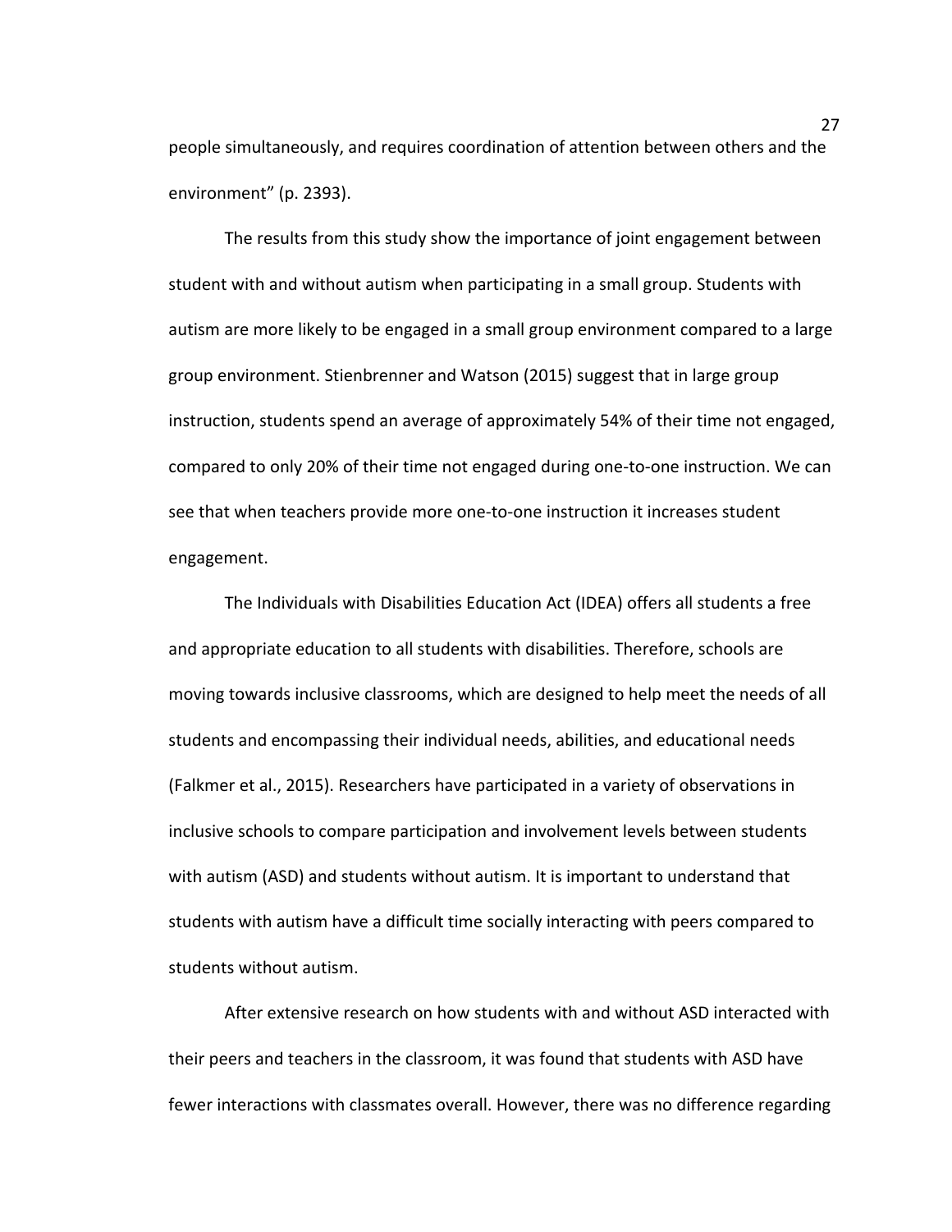people simultaneously, and requires coordination of attention between others and the environment" (p. 2393).

The results from this study show the importance of joint engagement between student with and without autism when participating in a small group. Students with autism are more likely to be engaged in a small group environment compared to a large group environment. Stienbrenner and Watson (2015) suggest that in large group instruction, students spend an average of approximately 54% of their time not engaged, compared to only 20% of their time not engaged during one-to-one instruction. We can see that when teachers provide more one-to-one instruction it increases student engagement.

The Individuals with Disabilities Education Act (IDEA) offers all students a free and appropriate education to all students with disabilities. Therefore, schools are moving towards inclusive classrooms, which are designed to help meet the needs of all students and encompassing their individual needs, abilities, and educational needs (Falkmer et al., 2015). Researchers have participated in a variety of observations in inclusive schools to compare participation and involvement levels between students with autism (ASD) and students without autism. It is important to understand that students with autism have a difficult time socially interacting with peers compared to students without autism.

After extensive research on how students with and without ASD interacted with their peers and teachers in the classroom, it was found that students with ASD have fewer interactions with classmates overall. However, there was no difference regarding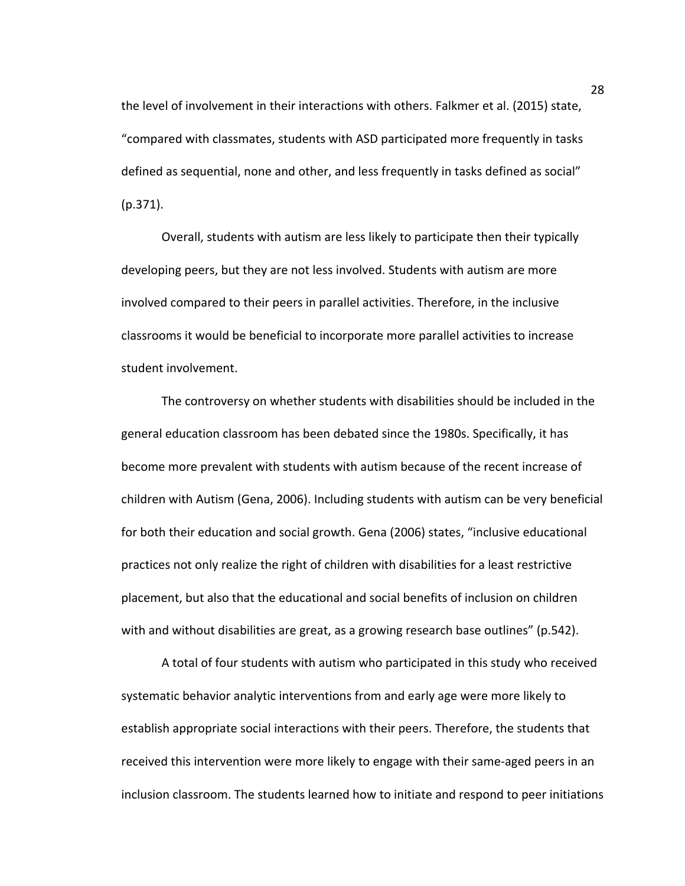the level of involvement in their interactions with others. Falkmer et al. (2015) state, "compared with classmates, students with ASD participated more frequently in tasks defined as sequential, none and other, and less frequently in tasks defined as social" (p.371).

Overall, students with autism are less likely to participate then their typically developing peers, but they are not less involved. Students with autism are more involved compared to their peers in parallel activities. Therefore, in the inclusive classrooms it would be beneficial to incorporate more parallel activities to increase student involvement.

The controversy on whether students with disabilities should be included in the general education classroom has been debated since the 1980s. Specifically, it has become more prevalent with students with autism because of the recent increase of children with Autism (Gena, 2006). Including students with autism can be very beneficial for both their education and social growth. Gena (2006) states, "inclusive educational practices not only realize the right of children with disabilities for a least restrictive placement, but also that the educational and social benefits of inclusion on children with and without disabilities are great, as a growing research base outlines" (p.542).

A total of four students with autism who participated in this study who received systematic behavior analytic interventions from and early age were more likely to establish appropriate social interactions with their peers. Therefore, the students that received this intervention were more likely to engage with their same-aged peers in an inclusion classroom. The students learned how to initiate and respond to peer initiations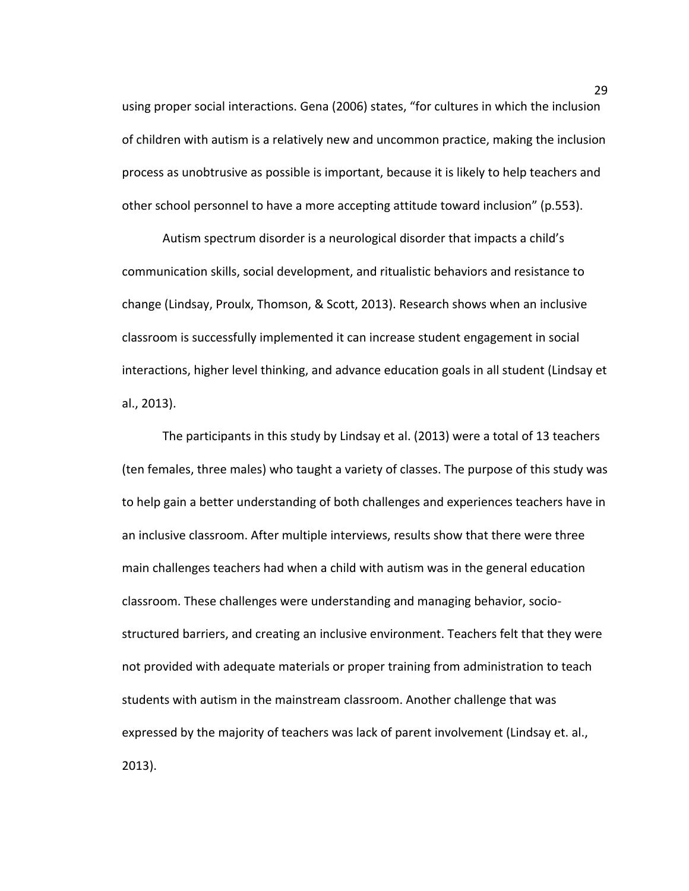using proper social interactions. Gena (2006) states, "for cultures in which the inclusion of children with autism is a relatively new and uncommon practice, making the inclusion process as unobtrusive as possible is important, because it is likely to help teachers and other school personnel to have a more accepting attitude toward inclusion" (p.553).

Autism spectrum disorder is a neurological disorder that impacts a child's communication skills, social development, and ritualistic behaviors and resistance to change (Lindsay, Proulx, Thomson, & Scott, 2013). Research shows when an inclusive classroom is successfully implemented it can increase student engagement in social interactions, higher level thinking, and advance education goals in all student (Lindsay et al., 2013).

The participants in this study by Lindsay et al. (2013) were a total of 13 teachers (ten females, three males) who taught a variety of classes. The purpose of this study was to help gain a better understanding of both challenges and experiences teachers have in an inclusive classroom. After multiple interviews, results show that there were three main challenges teachers had when a child with autism was in the general education classroom. These challenges were understanding and managing behavior, socio-structured barriers, and creating an inclusive environment. Teachers felt that they were not provided with adequate materials or proper training from administration to teach students with autism in the mainstream classroom. Another challenge that was expressed by the majority of teachers was lack of parent involvement (Lindsay et. al., 2013).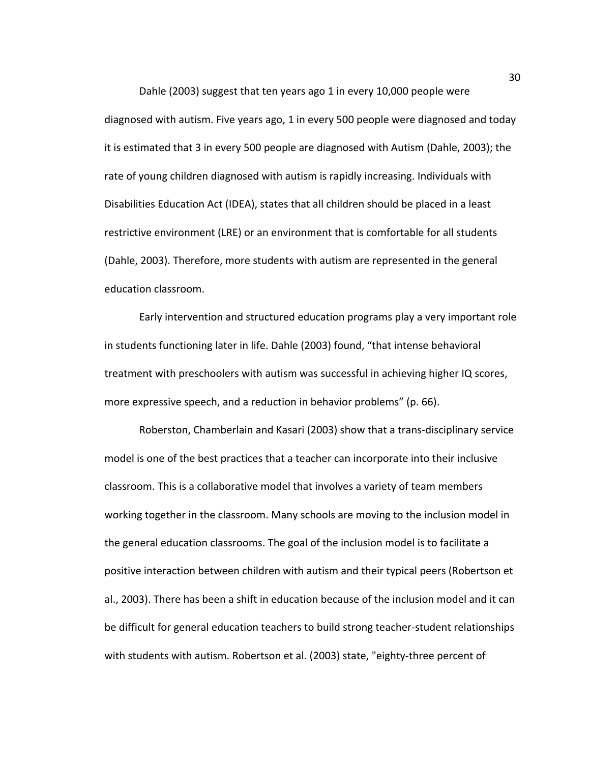Dahle (2003) suggest that ten years ago 1 in every 10,000 people were diagnosed with autism. Five years ago, 1 in every 500 people were diagnosed and today it is estimated that 3 in every 500 people are diagnosed with Autism (Dahle, 2003); the rate of young children diagnosed with autism is rapidly increasing. Individuals with Disabilities Education Act (IDEA), states that all children should be placed in a least restrictive environment (LRE) or an environment that is comfortable for all students (Dahle, 2003). Therefore, more students with autism are represented in the general education classroom.

Early intervention and structured education programs play a very important role in students functioning later in life. Dahle (2003) found, “that intense behavioral treatment with preschoolers with autism was successful in achieving higher IQ scores, more expressive speech, and a reduction in behavior problems” (p. 66).

Roberston, Chamberlain and Kasari (2003) show that a trans-disciplinary service model is one of the best practices that a teacher can incorporate into their inclusive classroom. This is a collaborative model that involves a variety of team members working together in the classroom. Many schools are moving to the inclusion model in the general education classrooms. The goal of the inclusion model is to facilitate a positive interaction between children with autism and their typical peers (Robertson et al., 2003). There has been a shift in education because of the inclusion model and it can be difficult for general education teachers to build strong teacher-student relationships with students with autism. Robertson et al. (2003) state, "eighty-three percent of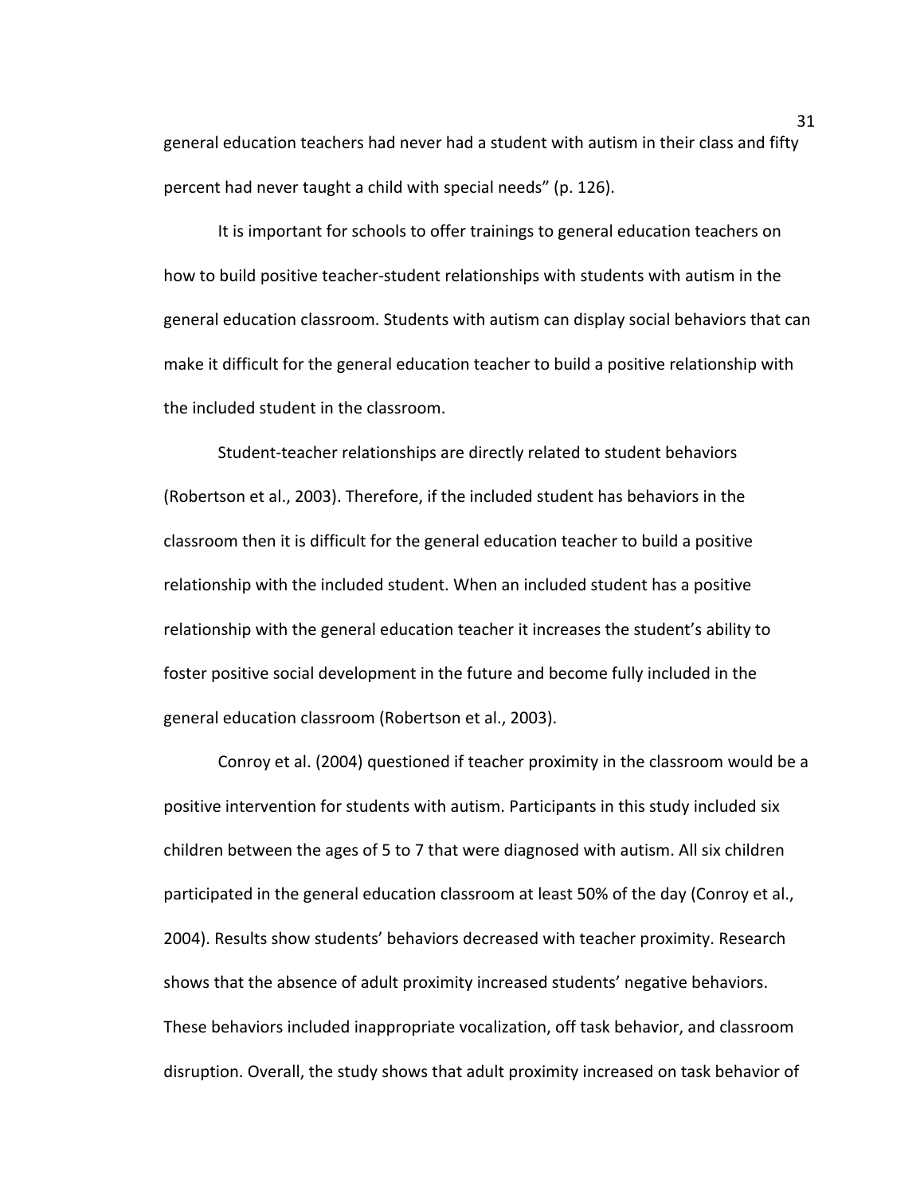general education teachers had never had a student with autism in their class and fifty percent had never taught a child with special needs" (p. 126).

It is important for schools to offer trainings to general education teachers on how to build positive teacher-student relationships with students with autism in the general education classroom. Students with autism can display social behaviors that can make it difficult for the general education teacher to build a positive relationship with the included student in the classroom.

Student-teacher relationships are directly related to student behaviors (Robertson et al., 2003). Therefore, if the included student has behaviors in the classroom then it is difficult for the general education teacher to build a positive relationship with the included student. When an included student has a positive relationship with the general education teacher it increases the student's ability to foster positive social development in the future and become fully included in the general education classroom (Robertson et al., 2003).

Conroy et al. (2004) questioned if teacher proximity in the classroom would be a positive intervention for students with autism. Participants in this study included six children between the ages of 5 to 7 that were diagnosed with autism. All six children participated in the general education classroom at least 50% of the day (Conroy et al., 2004). Results show students' behaviors decreased with teacher proximity. Research shows that the absence of adult proximity increased students' negative behaviors. These behaviors included inappropriate vocalization, off task behavior, and classroom disruption. Overall, the study shows that adult proximity increased on task behavior of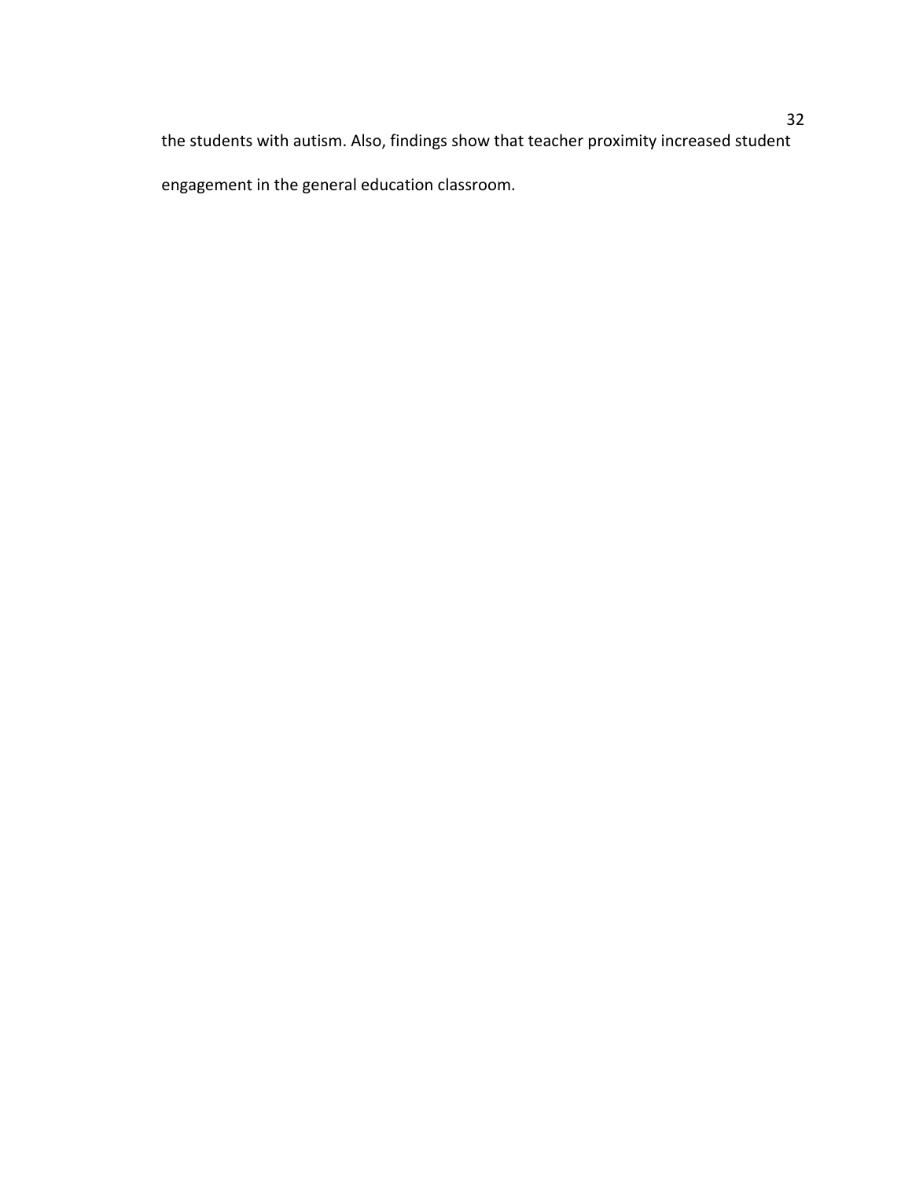the students with autism. Also, findings show that teacher proximity increased student engagement in the general education classroom.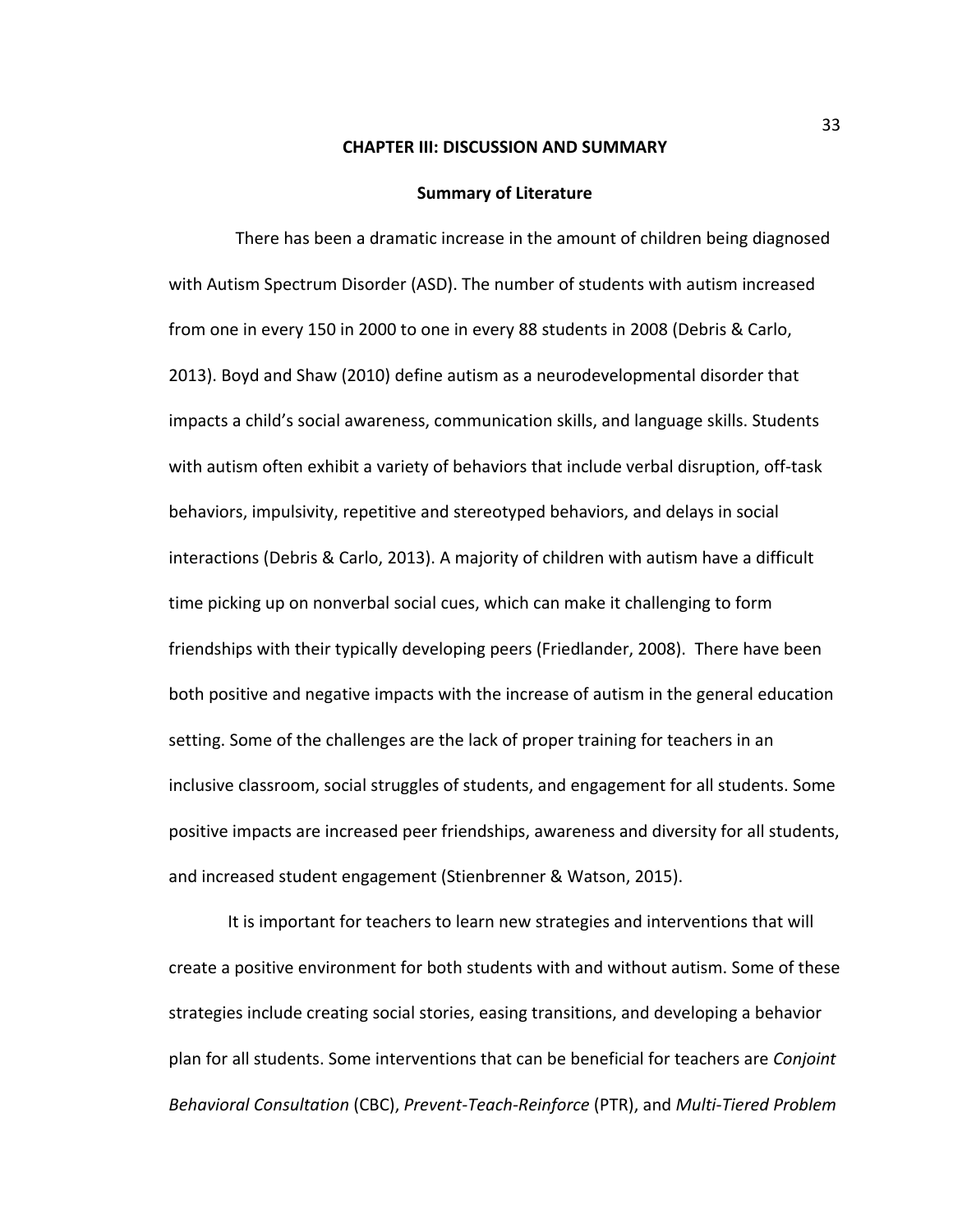## CHAPTER III: DISCUSSION AND SUMMARY

### Summary of Literature

There has been a dramatic increase in the amount of children being diagnosed with Autism Spectrum Disorder (ASD). The number of students with autism increased from one in every 150 in 2000 to one in every 88 students in 2008 (Debris & Carlo, 2013). Boyd and Shaw (2010) define autism as a neurodevelopmental disorder that impacts a child's social awareness, communication skills, and language skills. Students with autism often exhibit a variety of behaviors that include verbal disruption, off-task behaviors, impulsivity, repetitive and stereotyped behaviors, and delays in social interactions (Debris & Carlo, 2013). A majority of children with autism have a difficult time picking up on nonverbal social cues, which can make it challenging to form friendships with their typically developing peers (Friedlander, 2008). There have been both positive and negative impacts with the increase of autism in the general education setting. Some of the challenges are the lack of proper training for teachers in an inclusive classroom, social struggles of students, and engagement for all students. Some positive impacts are increased peer friendships, awareness and diversity for all students, and increased student engagement (Stienbrenner & Watson, 2015).

It is important for teachers to learn new strategies and interventions that will create a positive environment for both students with and without autism. Some of these strategies include creating social stories, easing transitions, and developing a behavior plan for all students. Some interventions that can be beneficial for teachers are *Conjoint Behavioral Consultation* (CBC), *Prevent-Teach-Reinforce* (PTR), and *Multi-Tiered Problem*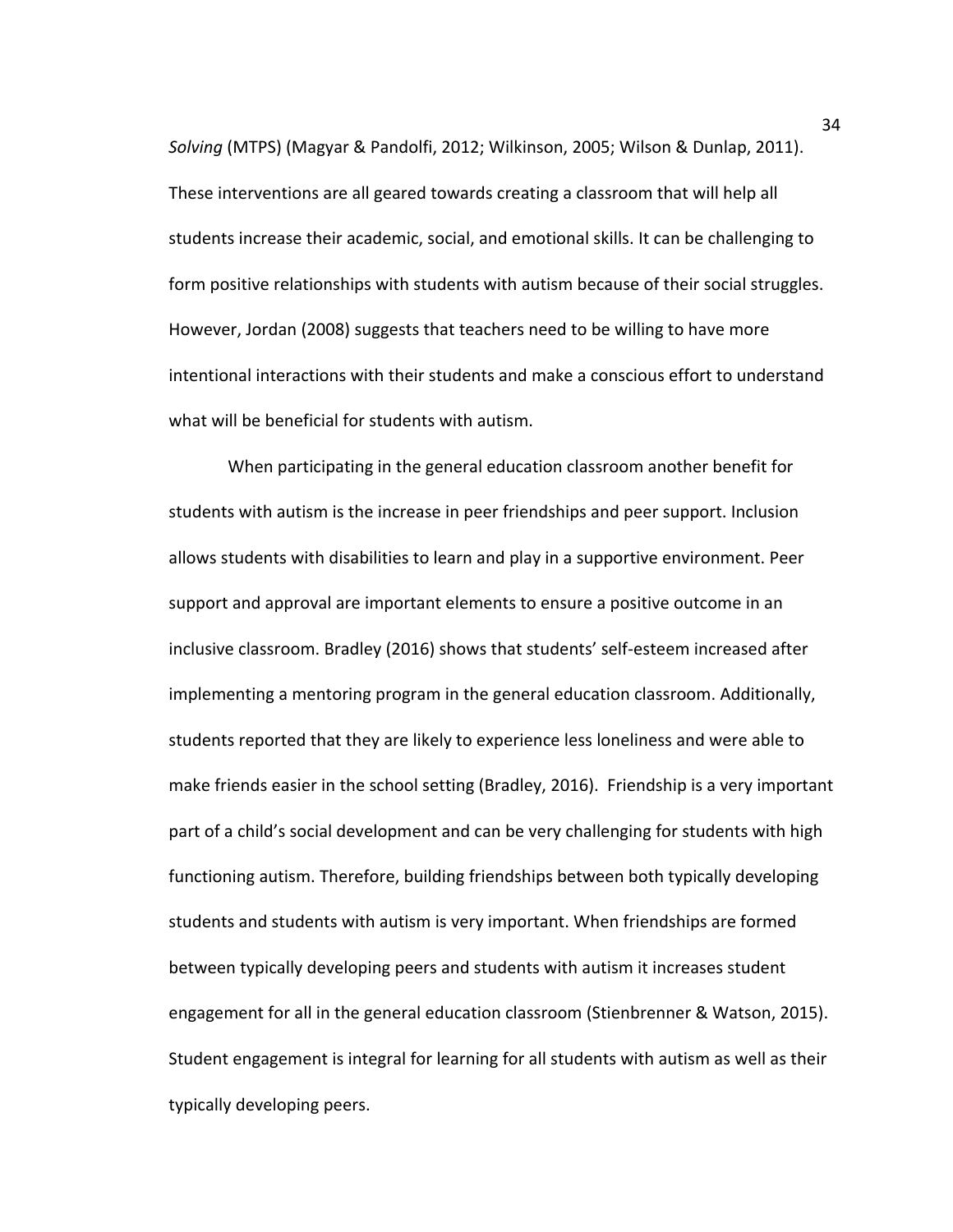*Solving* (MTPS) (Magyar & Pandolfi, 2012; Wilkinson, 2005; Wilson & Dunlap, 2011). These interventions are all geared towards creating a classroom that will help all students increase their academic, social, and emotional skills. It can be challenging to form positive relationships with students with autism because of their social struggles. However, Jordan (2008) suggests that teachers need to be willing to have more intentional interactions with their students and make a conscious effort to understand what will be beneficial for students with autism.

When participating in the general education classroom another benefit for students with autism is the increase in peer friendships and peer support. Inclusion allows students with disabilities to learn and play in a supportive environment. Peer support and approval are important elements to ensure a positive outcome in an inclusive classroom. Bradley (2016) shows that students' self-esteem increased after implementing a mentoring program in the general education classroom. Additionally, students reported that they are likely to experience less loneliness and were able to make friends easier in the school setting (Bradley, 2016). Friendship is a very important part of a child's social development and can be very challenging for students with high functioning autism. Therefore, building friendships between both typically developing students and students with autism is very important. When friendships are formed between typically developing peers and students with autism it increases student engagement for all in the general education classroom (Stienbrenner & Watson, 2015). Student engagement is integral for learning for all students with autism as well as their typically developing peers.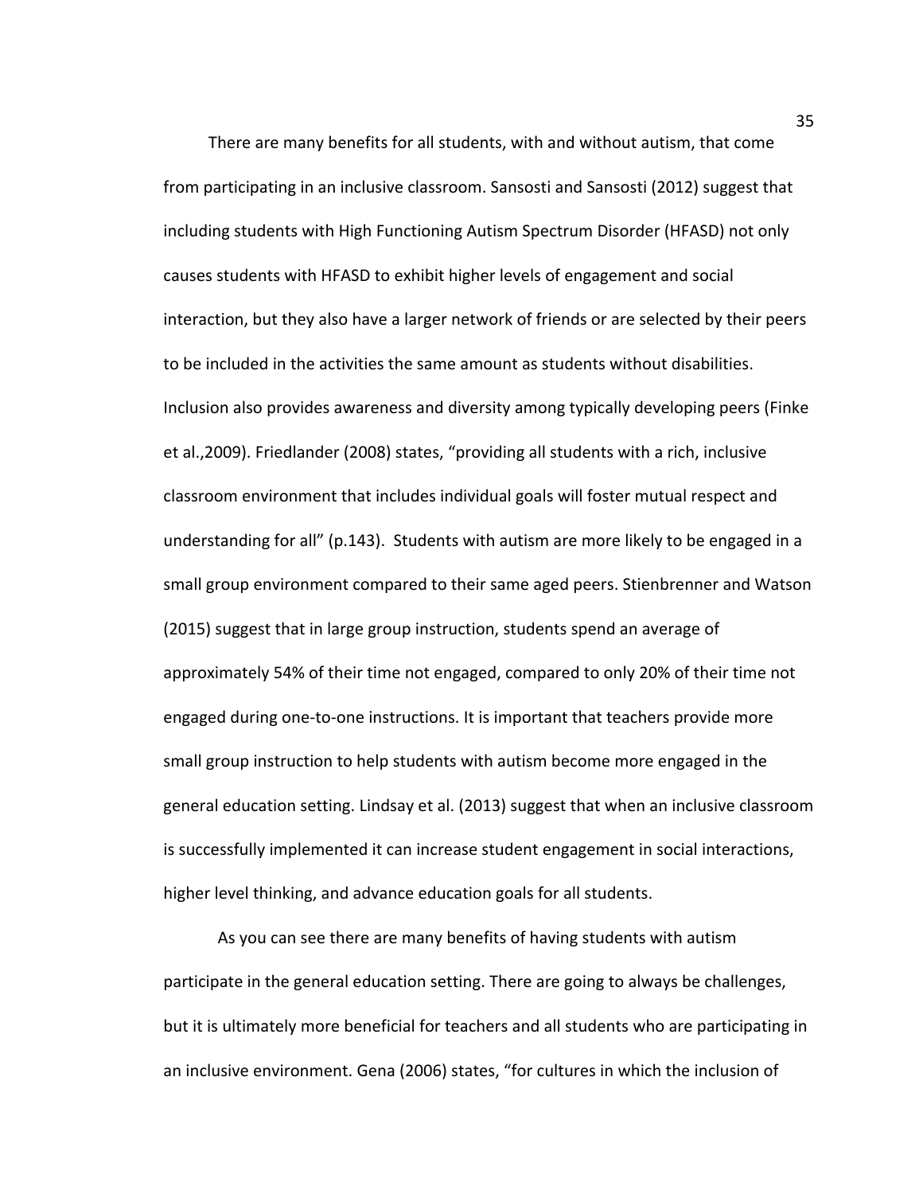There are many benefits for all students, with and without autism, that come from participating in an inclusive classroom. Sansosti and Sansosti (2012) suggest that including students with High Functioning Autism Spectrum Disorder (HFASD) not only causes students with HFASD to exhibit higher levels of engagement and social interaction, but they also have a larger network of friends or are selected by their peers to be included in the activities the same amount as students without disabilities. Inclusion also provides awareness and diversity among typically developing peers (Finke et al.,2009). Friedlander (2008) states, "providing all students with a rich, inclusive classroom environment that includes individual goals will foster mutual respect and understanding for all" (p.143). Students with autism are more likely to be engaged in a small group environment compared to their same aged peers. Stienbrenner and Watson (2015) suggest that in large group instruction, students spend an average of approximately 54% of their time not engaged, compared to only 20% of their time not engaged during one-to-one instructions. It is important that teachers provide more small group instruction to help students with autism become more engaged in the general education setting. Lindsay et al. (2013) suggest that when an inclusive classroom is successfully implemented it can increase student engagement in social interactions, higher level thinking, and advance education goals for all students.

As you can see there are many benefits of having students with autism participate in the general education setting. There are going to always be challenges, but it is ultimately more beneficial for teachers and all students who are participating in an inclusive environment. Gena (2006) states, "for cultures in which the inclusion of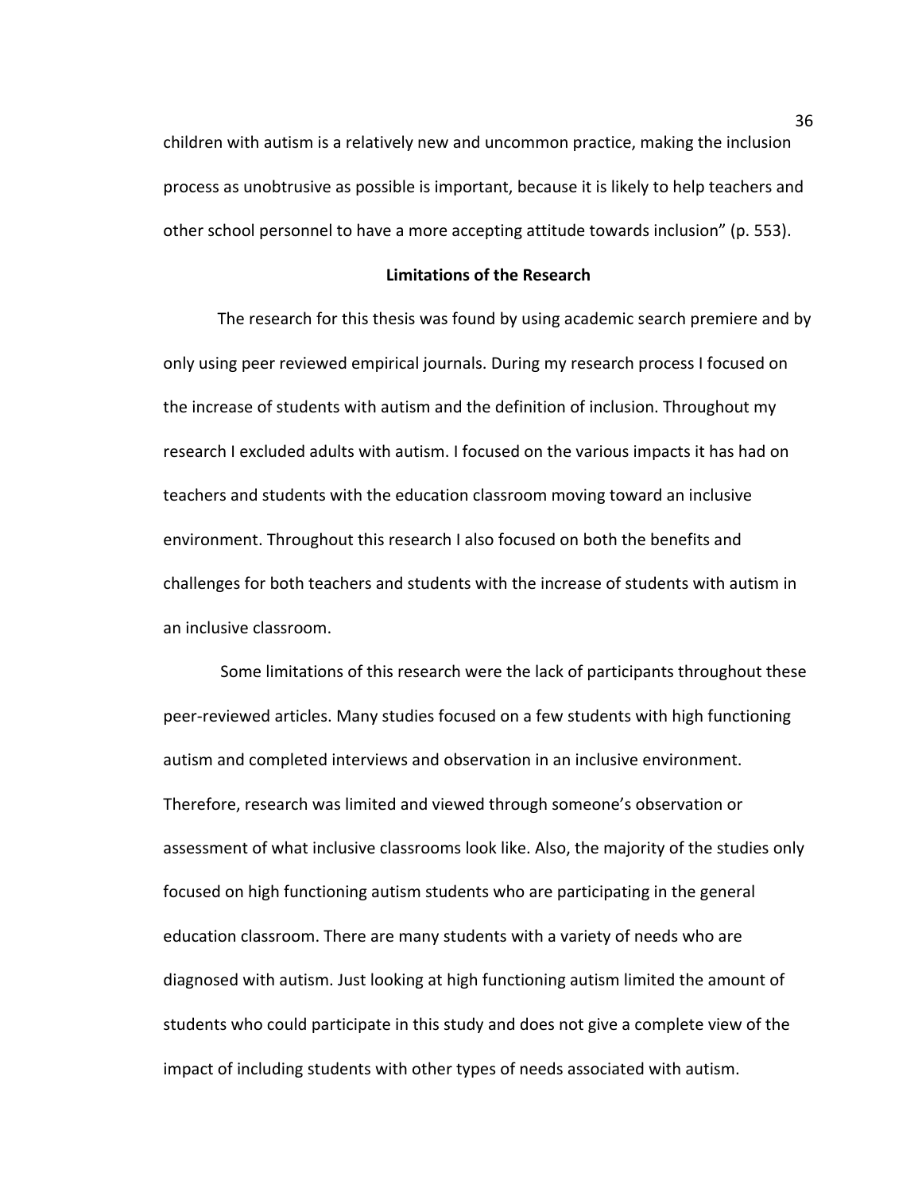children with autism is a relatively new and uncommon practice, making the inclusion process as unobtrusive as possible is important, because it is likely to help teachers and other school personnel to have a more accepting attitude towards inclusion" (p. 553).

## Limitations of the Research

The research for this thesis was found by using academic search premiere and by only using peer reviewed empirical journals. During my research process I focused on the increase of students with autism and the definition of inclusion. Throughout my research I excluded adults with autism. I focused on the various impacts it has had on teachers and students with the education classroom moving toward an inclusive environment. Throughout this research I also focused on both the benefits and challenges for both teachers and students with the increase of students with autism in an inclusive classroom.

Some limitations of this research were the lack of participants throughout these peer-reviewed articles. Many studies focused on a few students with high functioning autism and completed interviews and observation in an inclusive environment. Therefore, research was limited and viewed through someone's observation or assessment of what inclusive classrooms look like. Also, the majority of the studies only focused on high functioning autism students who are participating in the general education classroom. There are many students with a variety of needs who are diagnosed with autism. Just looking at high functioning autism limited the amount of students who could participate in this study and does not give a complete view of the impact of including students with other types of needs associated with autism.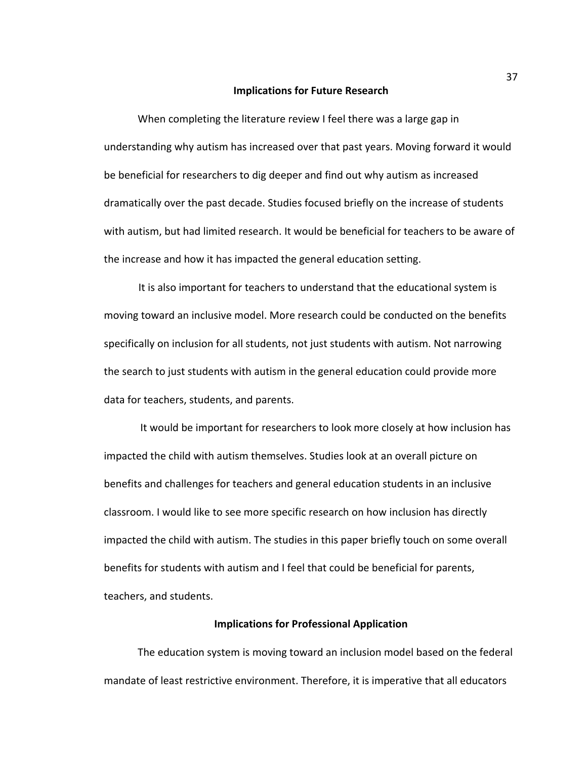## Implications for Future Research

When completing the literature review I feel there was a large gap in understanding why autism has increased over that past years. Moving forward it would be beneficial for researchers to dig deeper and find out why autism as increased dramatically over the past decade. Studies focused briefly on the increase of students with autism, but had limited research. It would be beneficial for teachers to be aware of the increase and how it has impacted the general education setting.

It is also important for teachers to understand that the educational system is moving toward an inclusive model. More research could be conducted on the benefits specifically on inclusion for all students, not just students with autism. Not narrowing the search to just students with autism in the general education could provide more data for teachers, students, and parents.

It would be important for researchers to look more closely at how inclusion has impacted the child with autism themselves. Studies look at an overall picture on benefits and challenges for teachers and general education students in an inclusive classroom. I would like to see more specific research on how inclusion has directly impacted the child with autism. The studies in this paper briefly touch on some overall benefits for students with autism and I feel that could be beneficial for parents, teachers, and students.

## Implications for Professional Application

The education system is moving toward an inclusion model based on the federal mandate of least restrictive environment. Therefore, it is imperative that all educators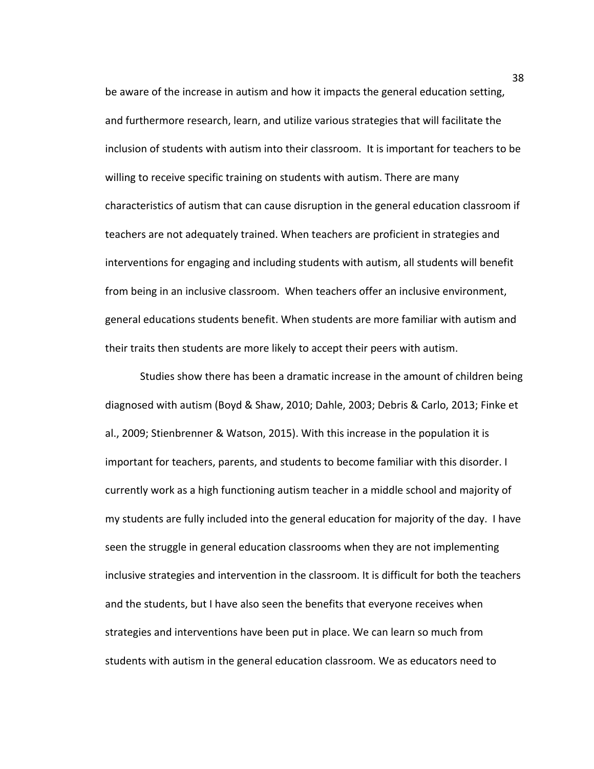be aware of the increase in autism and how it impacts the general education setting, and furthermore research, learn, and utilize various strategies that will facilitate the inclusion of students with autism into their classroom. It is important for teachers to be willing to receive specific training on students with autism. There are many characteristics of autism that can cause disruption in the general education classroom if teachers are not adequately trained. When teachers are proficient in strategies and interventions for engaging and including students with autism, all students will benefit from being in an inclusive classroom. When teachers offer an inclusive environment, general educations students benefit. When students are more familiar with autism and their traits then students are more likely to accept their peers with autism.

Studies show there has been a dramatic increase in the amount of children being diagnosed with autism (Boyd & Shaw, 2010; Dahle, 2003; Debris & Carlo, 2013; Finke et al., 2009; Stienbrenner & Watson, 2015). With this increase in the population it is important for teachers, parents, and students to become familiar with this disorder. I currently work as a high functioning autism teacher in a middle school and majority of my students are fully included into the general education for majority of the day. I have seen the struggle in general education classrooms when they are not implementing inclusive strategies and intervention in the classroom. It is difficult for both the teachers and the students, but I have also seen the benefits that everyone receives when strategies and interventions have been put in place. We can learn so much from students with autism in the general education classroom. We as educators need to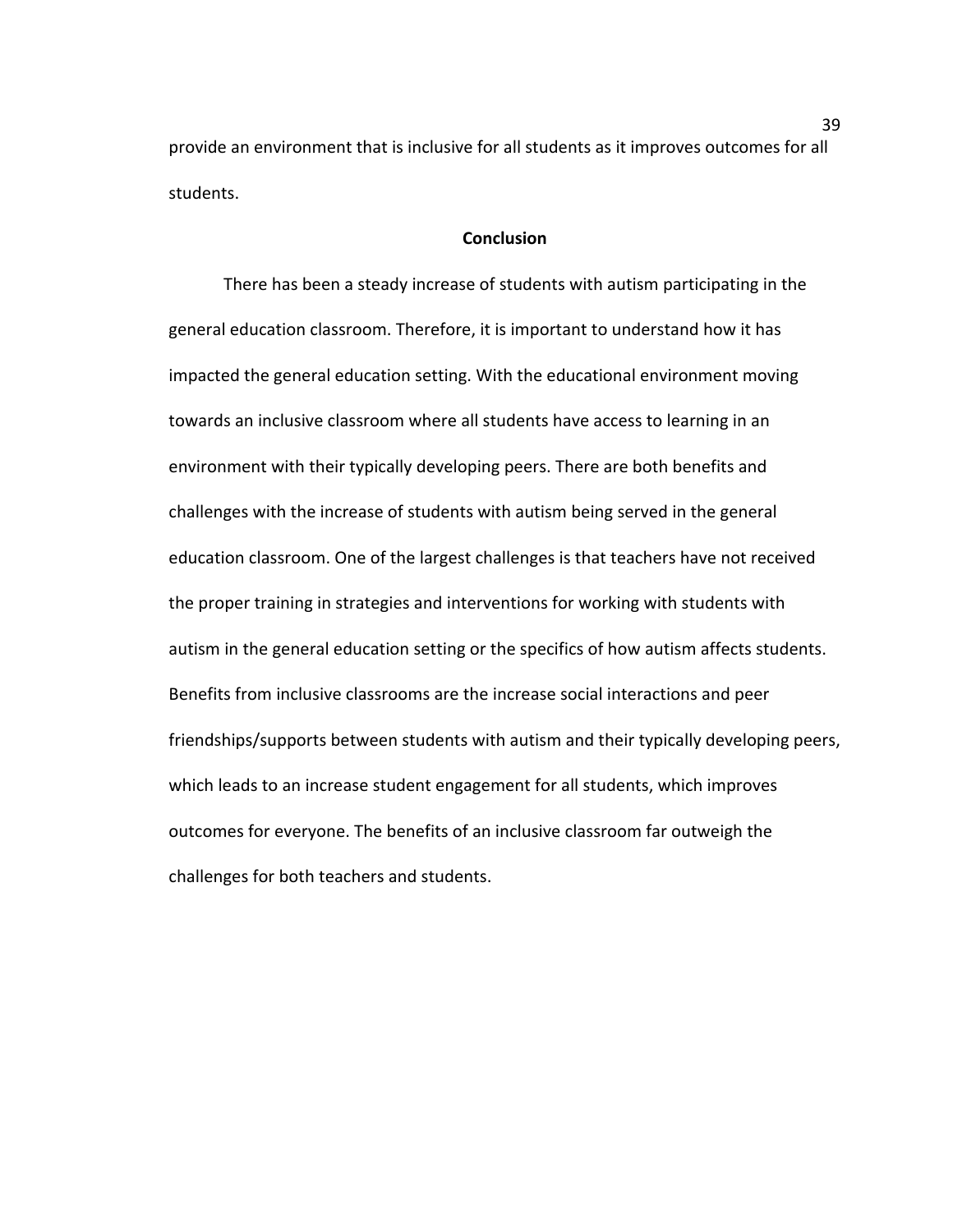provide an environment that is inclusive for all students as it improves outcomes for all students.

## Conclusion

There has been a steady increase of students with autism participating in the general education classroom. Therefore, it is important to understand how it has impacted the general education setting. With the educational environment moving towards an inclusive classroom where all students have access to learning in an environment with their typically developing peers. There are both benefits and challenges with the increase of students with autism being served in the general education classroom. One of the largest challenges is that teachers have not received the proper training in strategies and interventions for working with students with autism in the general education setting or the specifics of how autism affects students. Benefits from inclusive classrooms are the increase social interactions and peer friendships/supports between students with autism and their typically developing peers, which leads to an increase student engagement for all students, which improves outcomes for everyone. The benefits of an inclusive classroom far outweigh the challenges for both teachers and students.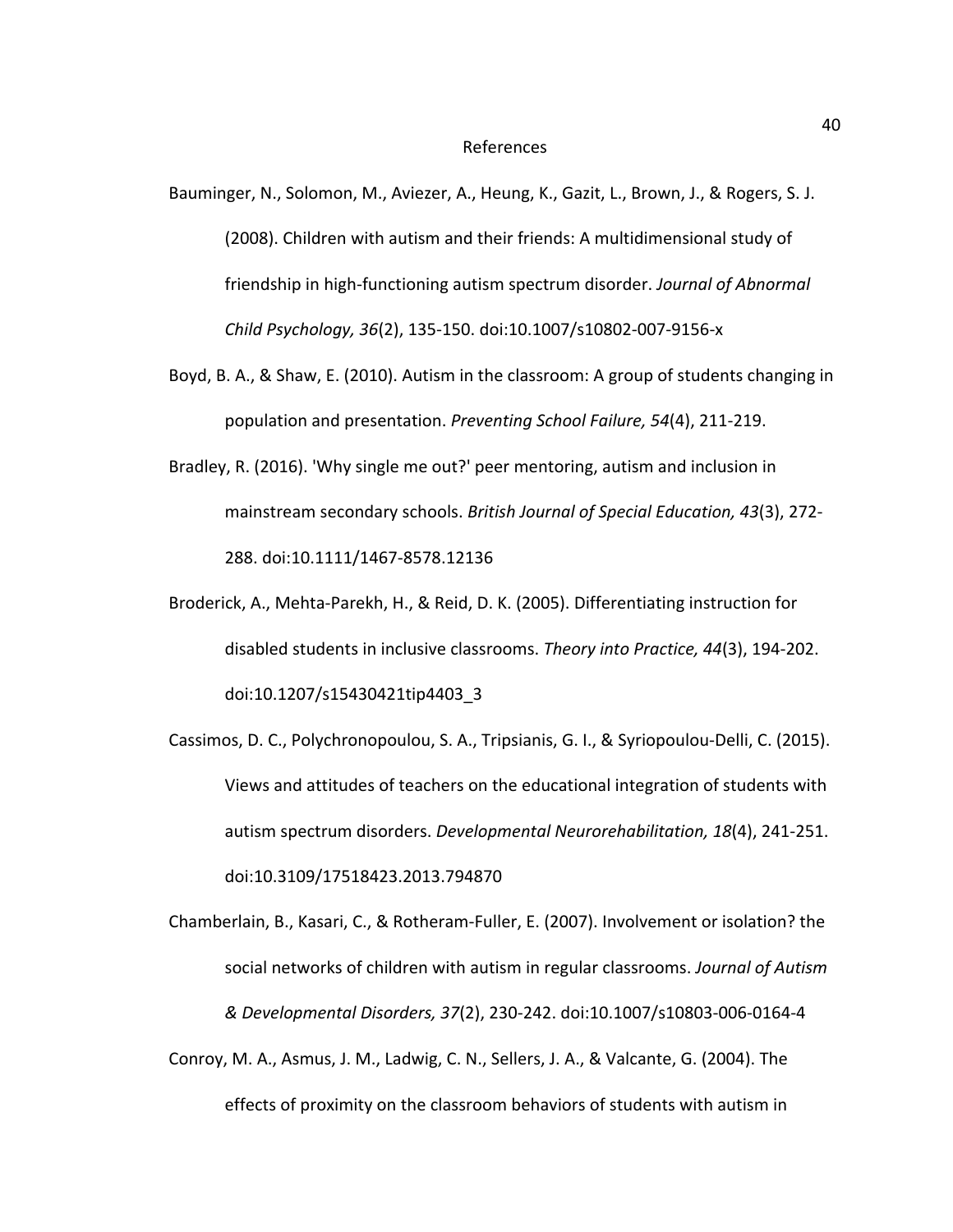# References

Bauminger, N., Solomon, M., Aviezer, A., Heung, K., Gazit, L., Brown, J., & Rogers, S. J. (2008). Children with autism and their friends: A multidimensional study of friendship in high-functioning autism spectrum disorder. *Journal of Abnormal Child Psychology, 36*(2), 135-150. doi:10.1007/s10802-007-9156-x

Boyd, B. A., & Shaw, E. (2010). Autism in the classroom: A group of students changing in population and presentation. *Preventing School Failure, 54*(4), 211-219.

Bradley, R. (2016). 'Why single me out?' peer mentoring, autism and inclusion in mainstream secondary schools. *British Journal of Special Education, 43*(3), 272-288. doi:10.1111/1467-8578.12136

Broderick, A., Mehta-Parekh, H., & Reid, D. K. (2005). Differentiating instruction for disabled students in inclusive classrooms. *Theory into Practice, 44*(3), 194-202. doi:10.1207/s15430421tip4403_3

Cassimos, D. C., Polychronopoulou, S. A., Tripsianis, G. I., & Syriopoulou-Delli, C. (2015). Views and attitudes of teachers on the educational integration of students with autism spectrum disorders. *Developmental Neurorehabilitation, 18*(4), 241-251. doi:10.3109/17518423.2013.794870

Chamberlain, B., Kasari, C., & Rotheram-Fuller, E. (2007). Involvement or isolation? the social networks of children with autism in regular classrooms. *Journal of Autism & Developmental Disorders, 37*(2), 230-242. doi:10.1007/s10803-006-0164-4

Conroy, M. A., Asmus, J. M., Ladwig, C. N., Sellers, J. A., & Valcante, G. (2004). The effects of proximity on the classroom behaviors of students with autism in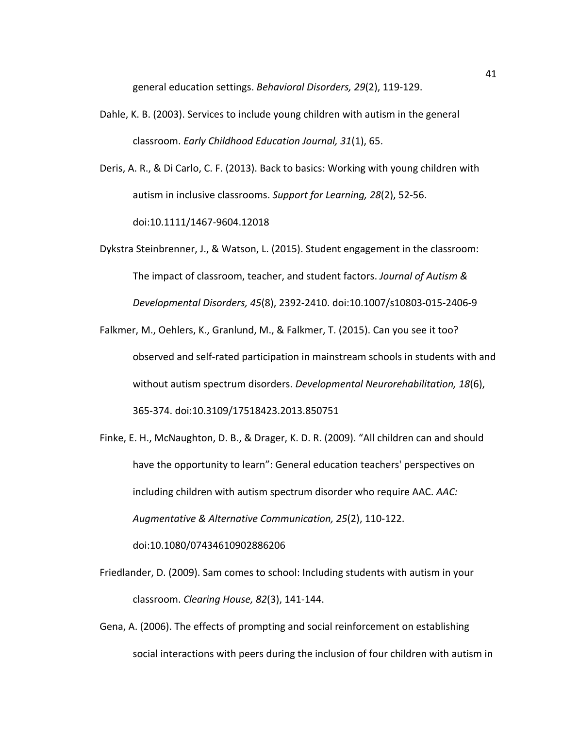general education settings. *Behavioral Disorders, 29*(2), 119-129.

Dahle, K. B. (2003). Services to include young children with autism in the general classroom. *Early Childhood Education Journal, 31*(1), 65.

Deris, A. R., & Di Carlo, C. F. (2013). Back to basics: Working with young children with autism in inclusive classrooms. *Support for Learning, 28*(2), 52-56. doi:10.1111/1467-9604.12018

Dykstra Steinbrenner, J., & Watson, L. (2015). Student engagement in the classroom: The impact of classroom, teacher, and student factors. *Journal of Autism & Developmental Disorders, 45*(8), 2392-2410. doi:10.1007/s10803-015-2406-9

Falkmer, M., Oehlers, K., Granlund, M., & Falkmer, T. (2015). Can you see it too? observed and self-rated participation in mainstream schools in students with and without autism spectrum disorders. *Developmental Neurorehabilitation, 18*(6), 365-374. doi:10.3109/17518423.2013.850751

Finke, E. H., McNaughton, D. B., & Drager, K. D. R. (2009). "All children can and should have the opportunity to learn": General education teachers' perspectives on including children with autism spectrum disorder who require AAC. *AAC: Augmentative & Alternative Communication, 25*(2), 110-122. doi:10.1080/07434610902886206

Friedlander, D. (2009). Sam comes to school: Including students with autism in your classroom. *Clearing House, 82*(3), 141-144.

Gena, A. (2006). The effects of prompting and social reinforcement on establishing social interactions with peers during the inclusion of four children with autism in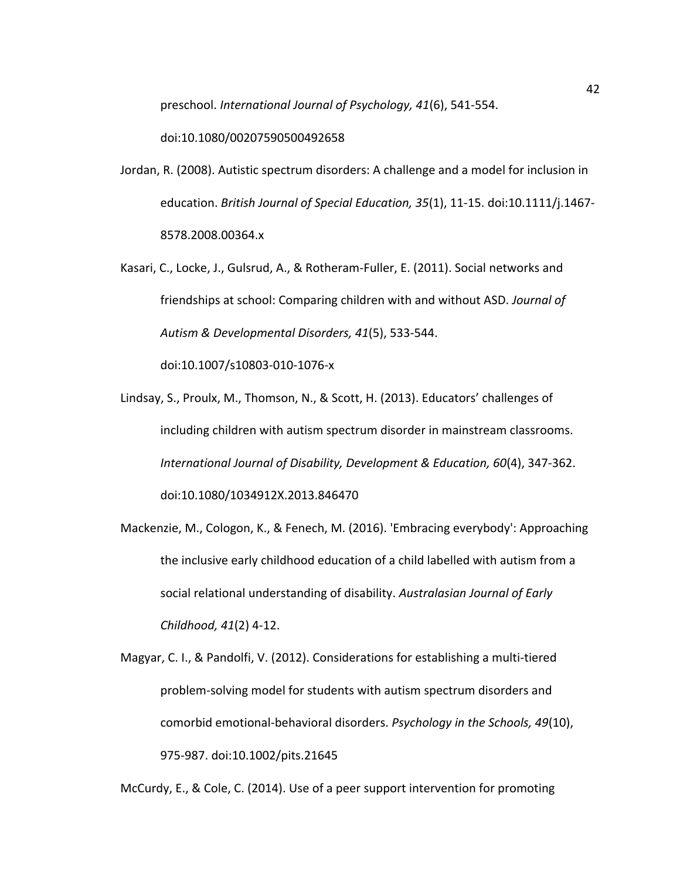preschool. *International Journal of Psychology, 41*(6), 541-554. doi:10.1080/00207590500492658

Jordan, R. (2008). Autistic spectrum disorders: A challenge and a model for inclusion in education. *British Journal of Special Education, 35*(1), 11-15. doi:10.1111/j.1467-8578.2008.00364.x

Kasari, C., Locke, J., Gulsrud, A., & Rotheram-Fuller, E. (2011). Social networks and friendships at school: Comparing children with and without ASD. *Journal of Autism & Developmental Disorders, 41*(5), 533-544. doi:10.1007/s10803-010-1076-x

Lindsay, S., Proulx, M., Thomson, N., & Scott, H. (2013). Educators' challenges of including children with autism spectrum disorder in mainstream classrooms. *International Journal of Disability, Development & Education, 60*(4), 347-362. doi:10.1080/1034912X.2013.846470

Mackenzie, M., Cologon, K., & Fenech, M. (2016). 'Embracing everybody': Approaching the inclusive early childhood education of a child labelled with autism from a social relational understanding of disability. *Australasian Journal of Early Childhood, 41*(2) 4-12.

Magyar, C. I., & Pandolfi, V. (2012). Considerations for establishing a multi-tiered problem-solving model for students with autism spectrum disorders and comorbid emotional-behavioral disorders. *Psychology in the Schools, 49*(10), 975-987. doi:10.1002/pits.21645

McCurdy, E., & Cole, C. (2014). Use of a peer support intervention for promoting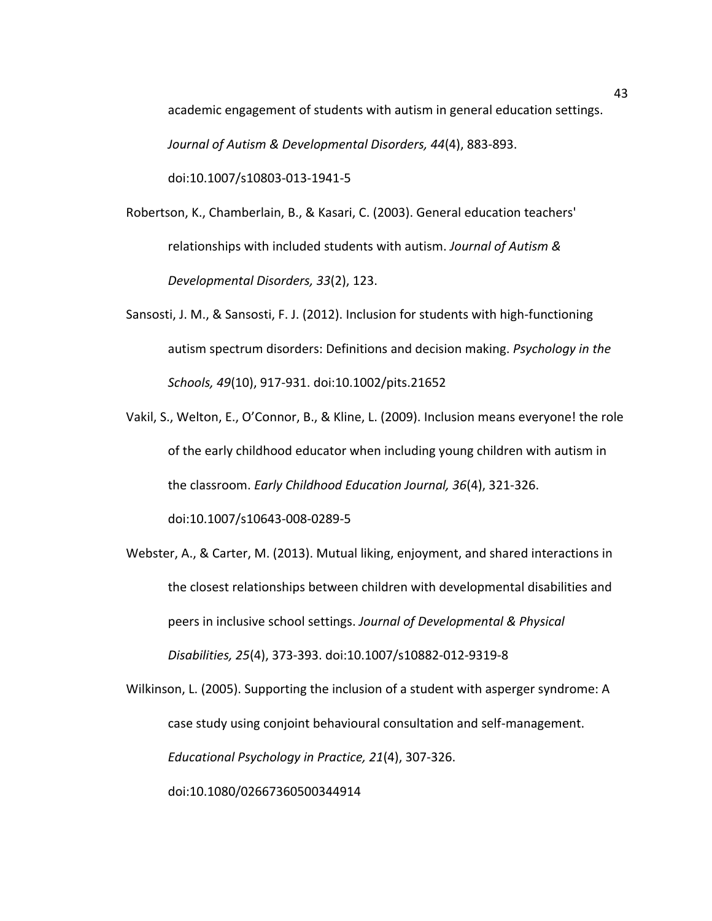academic engagement of students with autism in general education settings. *Journal of Autism & Developmental Disorders, 44*(4), 883-893. doi:10.1007/s10803-013-1941-5

Robertson, K., Chamberlain, B., & Kasari, C. (2003). General education teachers' relationships with included students with autism. *Journal of Autism & Developmental Disorders, 33*(2), 123.

Sansosti, J. M., & Sansosti, F. J. (2012). Inclusion for students with high-functioning autism spectrum disorders: Definitions and decision making. *Psychology in the Schools, 49*(10), 917-931. doi:10.1002/pits.21652

Vakil, S., Welton, E., O'Connor, B., & Kline, L. (2009). Inclusion means everyone! the role of the early childhood educator when including young children with autism in the classroom. *Early Childhood Education Journal, 36*(4), 321-326. doi:10.1007/s10643-008-0289-5

Webster, A., & Carter, M. (2013). Mutual liking, enjoyment, and shared interactions in the closest relationships between children with developmental disabilities and peers in inclusive school settings. *Journal of Developmental & Physical Disabilities, 25*(4), 373-393. doi:10.1007/s10882-012-9319-8

Wilkinson, L. (2005). Supporting the inclusion of a student with asperger syndrome: A case study using conjoint behavioural consultation and self-management. *Educational Psychology in Practice, 21*(4), 307-326. doi:10.1080/02667360500344914